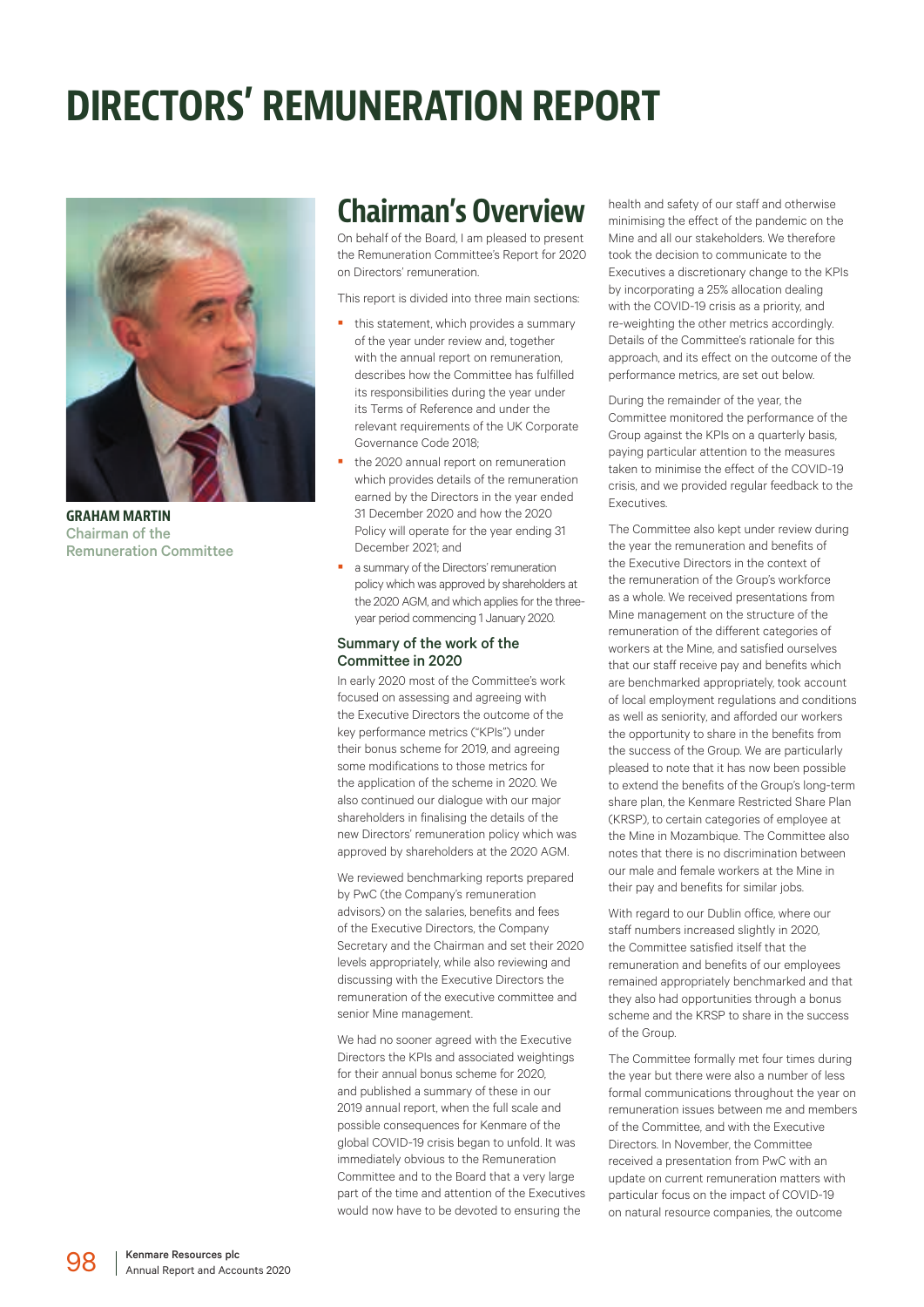# DIRECTORS' REMUNERATION REPORT

**GRAHAM MARTIN**
Chairman of the Remuneration Committee

## Chairman's Overview

On behalf of the Board, I am pleased to present the Remuneration Committee's Report for 2020 on Directors' remuneration.

This report is divided into three main sections:

- this statement, which provides a summary of the year under review and, together with the annual report on remuneration, describes how the Committee has fulfilled its responsibilities during the year under its Terms of Reference and under the relevant requirements of the UK Corporate Governance Code 2018;
- the 2020 annual report on remuneration which provides details of the remuneration earned by the Directors in the year ended 31 December 2020 and how the 2020 Policy will operate for the year ending 31 December 2021; and
- a summary of the Directors' remuneration policy which was approved by shareholders at the 2020 AGM, and which applies for the three-year period commencing 1 January 2020.

### Summary of the work of the Committee in 2020

In early 2020 most of the Committee's work focused on assessing and agreeing with the Executive Directors the outcome of the key performance metrics ("KPIs") under their bonus scheme for 2019, and agreeing some modifications to those metrics for the application of the scheme in 2020. We also continued our dialogue with our major shareholders in finalising the details of the new Directors' remuneration policy which was approved by shareholders at the 2020 AGM.

We reviewed benchmarking reports prepared by PwC (the Company's remuneration advisors) on the salaries, benefits and fees of the Executive Directors, the Company Secretary and the Chairman and set their 2020 levels appropriately, while also reviewing and discussing with the Executive Directors the remuneration of the executive committee and senior Mine management.

We had no sooner agreed with the Executive Directors the KPIs and associated weightings for their annual bonus scheme for 2020, and published a summary of these in our 2019 annual report, when the full scale and possible consequences for Kenmare of the global COVID-19 crisis began to unfold. It was immediately obvious to the Remuneration Committee and to the Board that a very large part of the time and attention of the Executives would now have to be devoted to ensuring the health and safety of our staff and otherwise minimising the effect of the pandemic on the Mine and all our stakeholders. We therefore took the decision to communicate to the Executives a discretionary change to the KPIs by incorporating a 25% allocation dealing with the COVID-19 crisis as a priority, and re-weighting the other metrics accordingly. Details of the Committee's rationale for this approach, and its effect on the outcome of the performance metrics, are set out below.

During the remainder of the year, the Committee monitored the performance of the Group against the KPIs on a quarterly basis, paying particular attention to the measures taken to minimise the effect of the COVID-19 crisis, and we provided regular feedback to the Executives.

The Committee also kept under review during the year the remuneration and benefits of the Executive Directors in the context of the remuneration of the Group's workforce as a whole. We received presentations from Mine management on the structure of the remuneration of the different categories of workers at the Mine, and satisfied ourselves that our staff receive pay and benefits which are benchmarked appropriately, took account of local employment regulations and conditions as well as seniority, and afforded our workers the opportunity to share in the benefits from the success of the Group. We are particularly pleased to note that it has now been possible to extend the benefits of the Group's long-term share plan, the Kenmare Restricted Share Plan (KRSP), to certain categories of employee at the Mine in Mozambique. The Committee also notes that there is no discrimination between our male and female workers at the Mine in their pay and benefits for similar jobs.

With regard to our Dublin office, where our staff numbers increased slightly in 2020, the Committee satisfied itself that the remuneration and benefits of our employees remained appropriately benchmarked and that they also had opportunities through a bonus scheme and the KRSP to share in the success of the Group.

The Committee formally met four times during the year but there were also a number of less formal communications throughout the year on remuneration issues between me and members of the Committee, and with the Executive Directors. In November, the Committee received a presentation from PwC with an update on current remuneration matters with particular focus on the impact of COVID-19 on natural resource companies, the outcome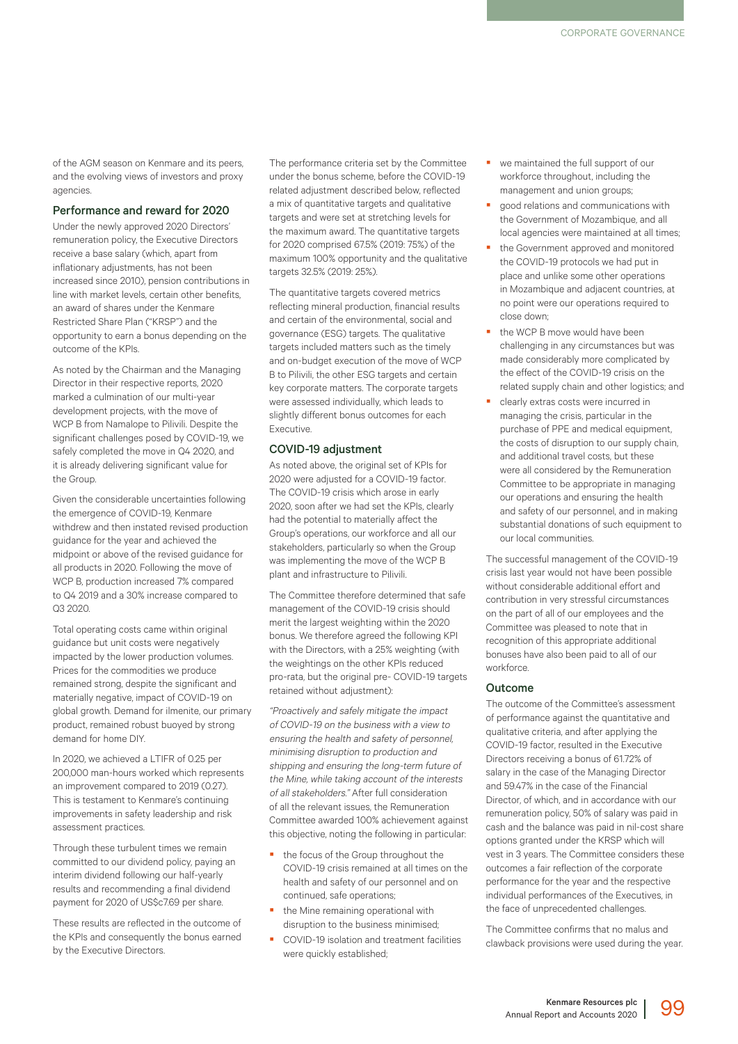of the AGM season on Kenmare and its peers, and the evolving views of investors and proxy agencies.

### Performance and reward for 2020

Under the newly approved 2020 Directors' remuneration policy, the Executive Directors receive a base salary (which, apart from inflationary adjustments, has not been increased since 2010), pension contributions in line with market levels, certain other benefits, an award of shares under the Kenmare Restricted Share Plan ("KRSP") and the opportunity to earn a bonus depending on the outcome of the KPIs.

As noted by the Chairman and the Managing Director in their respective reports, 2020 marked a culmination of our multi-year development projects, with the move of WCP B from Namalope to Pilivili. Despite the significant challenges posed by COVID-19, we safely completed the move in Q4 2020, and it is already delivering significant value for the Group.

Given the considerable uncertainties following the emergence of COVID-19, Kenmare withdrew and then instated revised production guidance for the year and achieved the midpoint or above of the revised guidance for all products in 2020. Following the move of WCP B, production increased 7% compared to Q4 2019 and a 30% increase compared to Q3 2020.

Total operating costs came within original guidance but unit costs were negatively impacted by the lower production volumes. Prices for the commodities we produce remained strong, despite the significant and materially negative, impact of COVID-19 on global growth. Demand for ilmenite, our primary product, remained robust buoyed by strong demand for home DIY.

In 2020, we achieved a LTIFR of 0.25 per 200,000 man-hours worked which represents an improvement compared to 2019 (0.27). This is testament to Kenmare's continuing improvements in safety leadership and risk assessment practices.

Through these turbulent times we remain committed to our dividend policy, paying an interim dividend following our half-yearly results and recommending a final dividend payment for 2020 of US$c7.69 per share.

These results are reflected in the outcome of the KPIs and consequently the bonus earned by the Executive Directors.

The performance criteria set by the Committee under the bonus scheme, before the COVID-19 related adjustment described below, reflected a mix of quantitative targets and qualitative targets and were set at stretching levels for the maximum award. The quantitative targets for 2020 comprised 67.5% (2019: 75%) of the maximum 100% opportunity and the qualitative targets 32.5% (2019: 25%).

The quantitative targets covered metrics reflecting mineral production, financial results and certain of the environmental, social and governance (ESG) targets. The qualitative targets included matters such as the timely and on-budget execution of the move of WCP B to Pilivili, the other ESG targets and certain key corporate matters. The corporate targets were assessed individually, which leads to slightly different bonus outcomes for each Executive.

### COVID-19 adjustment

As noted above, the original set of KPIs for 2020 were adjusted for a COVID-19 factor. The COVID-19 crisis which arose in early 2020, soon after we had set the KPIs, clearly had the potential to materially affect the Group's operations, our workforce and all our stakeholders, particularly so when the Group was implementing the move of the WCP B plant and infrastructure to Pilivili.

The Committee therefore determined that safe management of the COVID-19 crisis should merit the largest weighting within the 2020 bonus. We therefore agreed the following KPI with the Directors, with a 25% weighting (with the weightings on the other KPIs reduced pro-rata, but the original pre- COVID-19 targets retained without adjustment):

*"Proactively and safely mitigate the impact of COVID-19 on the business with a view to ensuring the health and safety of personnel, minimising disruption to production and shipping and ensuring the long-term future of the Mine, while taking account of the interests of all stakeholders."* After full consideration of all the relevant issues, the Remuneration Committee awarded 100% achievement against this objective, noting the following in particular:

- the focus of the Group throughout the COVID-19 crisis remained at all times on the health and safety of our personnel and on continued, safe operations;
- the Mine remaining operational with disruption to the business minimised;
- COVID-19 isolation and treatment facilities were quickly established;
- we maintained the full support of our workforce throughout, including the management and union groups;
- good relations and communications with the Government of Mozambique, and all local agencies were maintained at all times;
- the Government approved and monitored the COVID-19 protocols we had put in place and unlike some other operations in Mozambique and adjacent countries, at no point were our operations required to close down;
- the WCP B move would have been challenging in any circumstances but was made considerably more complicated by the effect of the COVID-19 crisis on the related supply chain and other logistics; and
- clearly extras costs were incurred in managing the crisis, particular in the purchase of PPE and medical equipment, the costs of disruption to our supply chain, and additional travel costs, but these were all considered by the Remuneration Committee to be appropriate in managing our operations and ensuring the health and safety of our personnel, and in making substantial donations of such equipment to our local communities.

The successful management of the COVID-19 crisis last year would not have been possible without considerable additional effort and contribution in very stressful circumstances on the part of all of our employees and the Committee was pleased to note that in recognition of this appropriate additional bonuses have also been paid to all of our workforce.

### Outcome

The outcome of the Committee's assessment of performance against the quantitative and qualitative criteria, and after applying the COVID-19 factor, resulted in the Executive Directors receiving a bonus of 61.72% of salary in the case of the Managing Director and 59.47% in the case of the Financial Director, of which, and in accordance with our remuneration policy, 50% of salary was paid in cash and the balance was paid in nil-cost share options granted under the KRSP which will vest in 3 years. The Committee considers these outcomes a fair reflection of the corporate performance for the year and the respective individual performances of the Executives, in the face of unprecedented challenges.

The Committee confirms that no malus and clawback provisions were used during the year.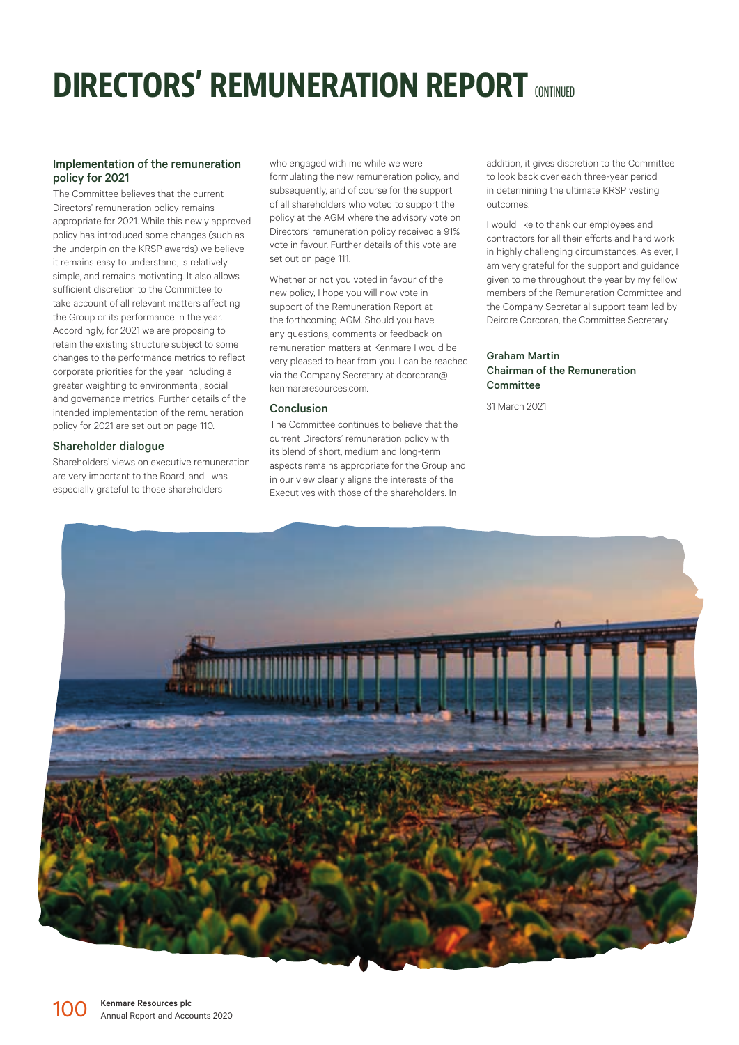# DIRECTORS' REMUNERATION REPORT CONTINUED

### Implementation of the remuneration policy for 2021

The Committee believes that the current Directors' remuneration policy remains appropriate for 2021. While this newly approved policy has introduced some changes (such as the underpin on the KRSP awards) we believe it remains easy to understand, is relatively simple, and remains motivating. It also allows sufficient discretion to the Committee to take account of all relevant matters affecting the Group or its performance in the year. Accordingly, for 2021 we are proposing to retain the existing structure subject to some changes to the performance metrics to reflect corporate priorities for the year including a greater weighting to environmental, social and governance metrics. Further details of the intended implementation of the remuneration policy for 2021 are set out on page 110.

### Shareholder dialogue

Shareholders' views on executive remuneration are very important to the Board, and I was especially grateful to those shareholders who engaged with me while we were formulating the new remuneration policy, and subsequently, and of course for the support of all shareholders who voted to support the policy at the AGM where the advisory vote on Directors' remuneration policy received a 91% vote in favour. Further details of this vote are set out on page 111.

Whether or not you voted in favour of the new policy, I hope you will now vote in support of the Remuneration Report at the forthcoming AGM. Should you have any questions, comments or feedback on remuneration matters at Kenmare I would be very pleased to hear from you. I can be reached via the Company Secretary at dcorcoran@kenmareresources.com.

### Conclusion

The Committee continues to believe that the current Directors' remuneration policy with its blend of short, medium and long-term aspects remains appropriate for the Group and in our view clearly aligns the interests of the Executives with those of the shareholders. In addition, it gives discretion to the Committee to look back over each three-year period in determining the ultimate KRSP vesting outcomes.

I would like to thank our employees and contractors for all their efforts and hard work in highly challenging circumstances. As ever, I am very grateful for the support and guidance given to me throughout the year by my fellow members of the Remuneration Committee and the Company Secretarial support team led by Deirdre Corcoran, the Committee Secretary.

**Graham Martin**
**Chairman of the Remuneration Committee**

31 March 2021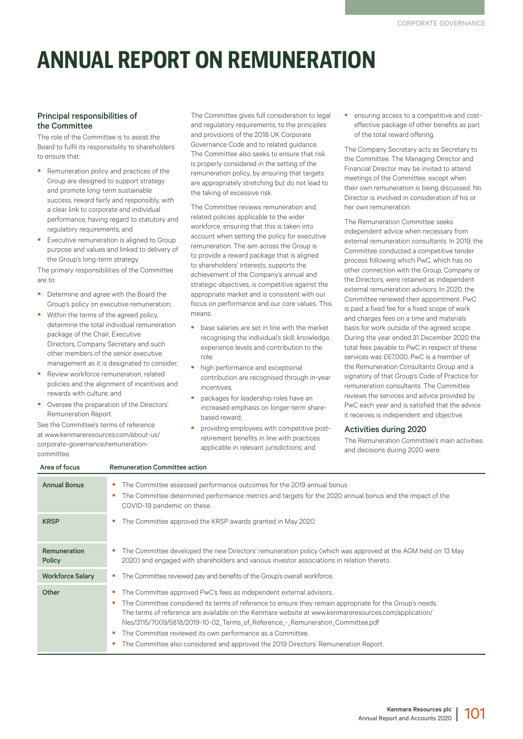# ANNUAL REPORT ON REMUNERATION

### Principal responsibilities of the Committee

The role of the Committee is to assist the Board to fulfil its responsibility to shareholders to ensure that:

- Remuneration policy and practices of the Group are designed to support strategy and promote long-term sustainable success, reward fairly and responsibly, with a clear link to corporate and individual performance, having regard to statutory and regulatory requirements; and
- Executive remuneration is aligned to Group purpose and values and linked to delivery of the Group's long-term strategy.

The primary responsibilities of the Committee are to:

- Determine and agree with the Board the Group's policy on executive remuneration;
- Within the terms of the agreed policy, determine the total individual remuneration package of the Chair, Executive Directors, Company Secretary and such other members of the senior executive management as it is designated to consider;
- Review workforce remuneration, related policies and the alignment of incentives and rewards with culture; and
- Oversee the preparation of the Directors' Remuneration Report.

See the Committee's terms of reference at www.kenmareresources.com/about-us/corporate-governance/remuneration-committee.

The Committee gives full consideration to legal and regulatory requirements, to the principles and provisions of the 2018 UK Corporate Governance Code and to related guidance. The Committee also seeks to ensure that risk is properly considered in the setting of the remuneration policy, by ensuring that targets are appropriately stretching but do not lead to the taking of excessive risk.

The Committee reviews remuneration and related policies applicable to the wider workforce, ensuring that this is taken into account when setting the policy for executive remuneration. The aim across the Group is to provide a reward package that is aligned to shareholders' interests, supports the achievement of the Company's annual and strategic objectives, is competitive against the appropriate market and is consistent with our focus on performance and our core values. This means:

- base salaries are set in line with the market recognising the individual's skill, knowledge, experience levels and contribution to the role;
- high performance and exceptional contribution are recognised through in-year incentives;
- packages for leadership roles have an increased emphasis on longer-term share-based reward;
- providing employees with competitive post-retirement benefits in line with practices applicable in relevant jurisdictions; and
- ensuring access to a competitive and cost-effective package of other benefits as part of the total reward offering.

The Company Secretary acts as Secretary to the Committee. The Managing Director and Financial Director may be invited to attend meetings of the Committee, except when their own remuneration is being discussed. No Director is involved in consideration of his or her own remuneration.

The Remuneration Committee seeks independent advice when necessary from external remuneration consultants. In 2019, the Committee conducted a competitive tender process following which PwC, which has no other connection with the Group, Company or the Directors, were retained as independent external remuneration advisors. In 2020, the Committee renewed their appointment. PwC is paid a fixed fee for a fixed scope of work and charges fees on a time and materials basis for work outside of the agreed scope. During the year ended 31 December 2020 the total fees payable to PwC in respect of these services was £67,000. PwC is a member of the Remuneration Consultants Group and a signatory of that Group's Code of Practice for remuneration consultants. The Committee reviews the services and advice provided by PwC each year and is satisfied that the advice it receives is independent and objective.

### Activities during 2020

The Remuneration Committee's main activities and decisions during 2020 were:

| Area of focus | Remuneration Committee action |
|---|---|
| **Annual Bonus** | ▪ The Committee assessed performance outcomes for the 2019 annual bonus.<br>▪ The Committee determined performance metrics and targets for the 2020 annual bonus and the impact of the COVID-19 pandemic on these. |
| **KRSP** | ▪ The Committee approved the KRSP awards granted in May 2020. |
| **Remuneration Policy** | ▪ The Committee developed the new Directors' remuneration policy (which was approved at the AGM held on 13 May 2020) and engaged with shareholders and various investor associations in relation thereto. |
| **Workforce Salary** | ▪ The Committee reviewed pay and benefits of the Group's overall workforce. |
| **Other** | ▪ The Committee approved PwC's fees as independent external advisors.<br>▪ The Committee considered its terms of reference to ensure they remain appropriate for the Group's needs. The terms of reference are available on the Kenmare website at www.kenmareresources.com/application/files/3115/7009/5818/2019-10-02_Terms_of_Reference_-_Remuneration_Committee.pdf<br>▪ The Committee reviewed its own performance as a Committee.<br>▪ The Committee also considered and approved the 2019 Directors' Remuneration Report. |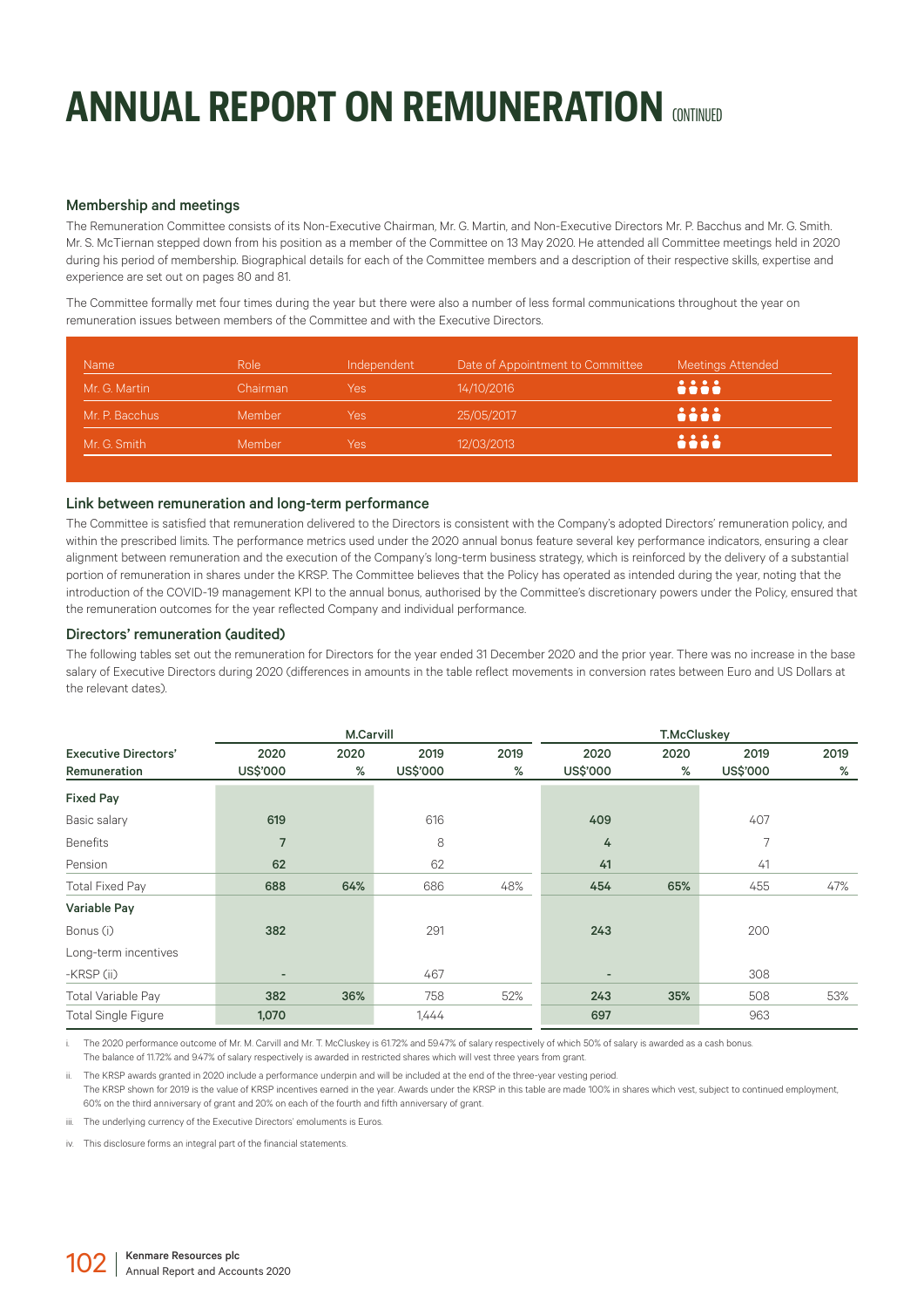# ANNUAL REPORT ON REMUNERATION CONTINUED

### Membership and meetings

The Remuneration Committee consists of its Non-Executive Chairman, Mr. G. Martin, and Non-Executive Directors Mr. P. Bacchus and Mr. G. Smith. Mr. S. McTiernan stepped down from his position as a member of the Committee on 13 May 2020. He attended all Committee meetings held in 2020 during his period of membership. Biographical details for each of the Committee members and a description of their respective skills, expertise and experience are set out on pages 80 and 81.

The Committee formally met four times during the year but there were also a number of less formal communications throughout the year on remuneration issues between members of the Committee and with the Executive Directors.

| Name | Role | Independent | Date of Appointment to Committee | Meetings Attended |
|---|---|---|---|---|
| Mr. G. Martin | Chairman | Yes | 14/10/2016 | 4 |
| Mr. P. Bacchus | Member | Yes | 25/05/2017 | 4 |
| Mr. G. Smith | Member | Yes | 12/03/2013 | 4 |

### Link between remuneration and long-term performance

The Committee is satisfied that remuneration delivered to the Directors is consistent with the Company's adopted Directors' remuneration policy, and within the prescribed limits. The performance metrics used under the 2020 annual bonus feature several key performance indicators, ensuring a clear alignment between remuneration and the execution of the Company's long-term business strategy, which is reinforced by the delivery of a substantial portion of remuneration in shares under the KRSP. The Committee believes that the Policy has operated as intended during the year, noting that the introduction of the COVID-19 management KPI to the annual bonus, authorised by the Committee's discretionary powers under the Policy, ensured that the remuneration outcomes for the year reflected Company and individual performance.

### Directors' remuneration (audited)

The following tables set out the remuneration for Directors for the year ended 31 December 2020 and the prior year. There was no increase in the base salary of Executive Directors during 2020 (differences in amounts in the table reflect movements in conversion rates between Euro and US Dollars at the relevant dates).

| | M.Carvill | | | | T.McCluskey | | | |
|---|---|---|---|---|---|---|---|---|
| **Executive Directors' Remuneration** | **2020 US$'000** | **2020 %** | **2019 US$'000** | **2019 %** | **2020 US$'000** | **2020 %** | **2019 US$'000** | **2019 %** |
| **Fixed Pay** | | | | | | | | |
| Basic salary | **619** | | 616 | | **409** | | 407 | |
| Benefits | **7** | | 8 | | **4** | | 7 | |
| Pension | **62** | | 62 | | **41** | | 41 | |
| Total Fixed Pay | **688** | **64%** | 686 | 48% | **454** | **65%** | 455 | 47% |
| **Variable Pay** | | | | | | | | |
| Bonus (i) | **382** | | 291 | | **243** | | 200 | |
| Long-term incentives | | | | | | | | |
| -KRSP (ii) | **-** | | 467 | | **-** | | 308 | |
| Total Variable Pay | **382** | **36%** | 758 | 52% | **243** | **35%** | 508 | 53% |
| Total Single Figure | **1,070** | | 1,444 | | **697** | | 963 | |

i. The 2020 performance outcome of Mr. M. Carvill and Mr. T. McCluskey is 61.72% and 59.47% of salary respectively of which 50% of salary is awarded as a cash bonus. The balance of 11.72% and 9.47% of salary respectively is awarded in restricted shares which will vest three years from grant.

ii. The KRSP awards granted in 2020 include a performance underpin and will be included at the end of the three-year vesting period. The KRSP shown for 2019 is the value of KRSP incentives earned in the year. Awards under the KRSP in this table are made 100% in shares which vest, subject to continued employment, 60% on the third anniversary of grant and 20% on each of the fourth and fifth anniversary of grant.

iii. The underlying currency of the Executive Directors' emoluments is Euros.

iv. This disclosure forms an integral part of the financial statements.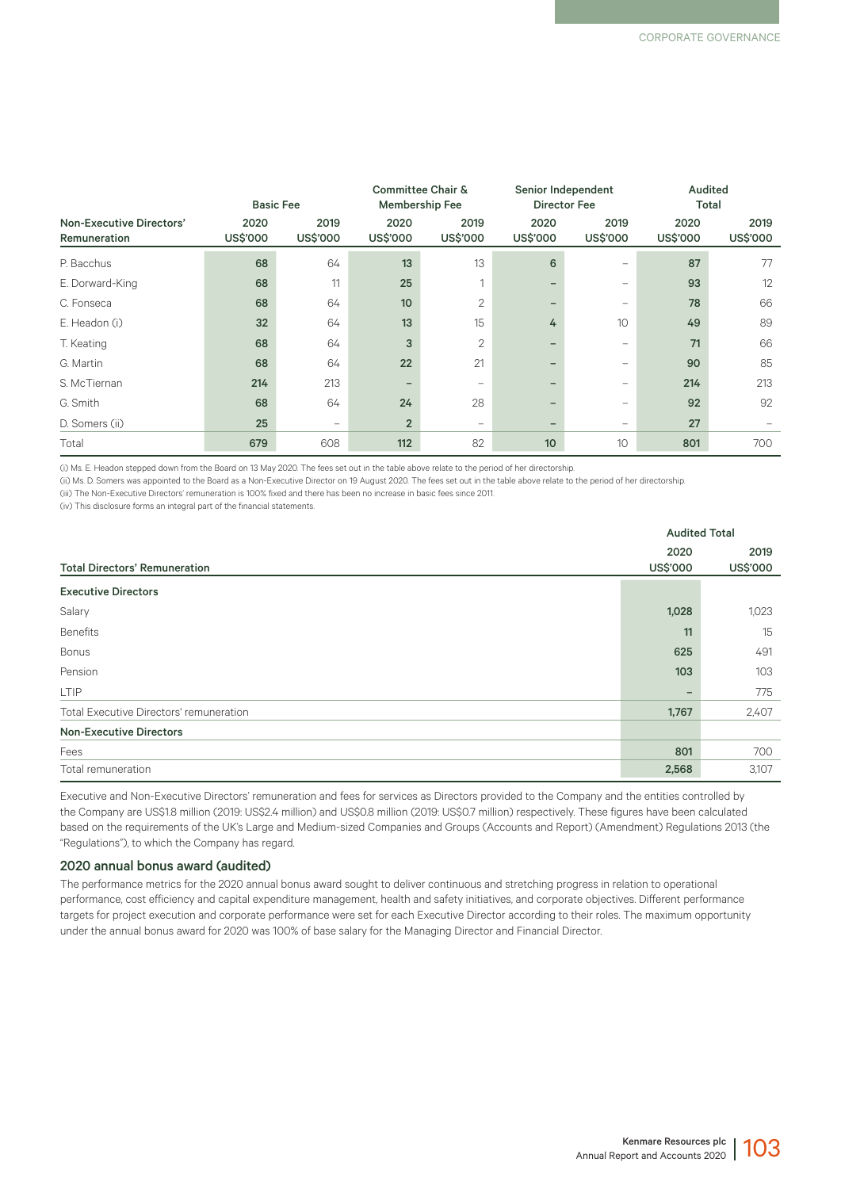| Non-Executive Directors' Remuneration | Basic Fee | | Committee Chair & Membership Fee | | Senior Independent Director Fee | | Audited Total | |
|---|---|---|---|---|---|---|---|---|
| | 2020 US$'000 | 2019 US$'000 | 2020 US$'000 | 2019 US$'000 | 2020 US$'000 | 2019 US$'000 | 2020 US$'000 | 2019 US$'000 |
| P. Bacchus | 68 | 64 | 13 | 13 | 6 | – | 87 | 77 |
| E. Dorward-King | 68 | 11 | 25 | 1 | – | – | 93 | 12 |
| C. Fonseca | 68 | 64 | 10 | 2 | – | – | 78 | 66 |
| E. Headon (i) | 32 | 64 | 13 | 15 | 4 | 10 | 49 | 89 |
| T. Keating | 68 | 64 | 3 | 2 | – | – | 71 | 66 |
| G. Martin | 68 | 64 | 22 | 21 | – | – | 90 | 85 |
| S. McTiernan | 214 | 213 | – | – | – | – | 214 | 213 |
| G. Smith | 68 | 64 | 24 | 28 | – | – | 92 | 92 |
| D. Somers (ii) | 25 | – | 2 | – | – | – | 27 | – |
| Total | 679 | 608 | 112 | 82 | 10 | 10 | 801 | 700 |

(i) Ms. E. Headon stepped down from the Board on 13 May 2020. The fees set out in the table above relate to the period of her directorship.
(ii) Ms. D. Somers was appointed to the Board as a Non-Executive Director on 19 August 2020. The fees set out in the table above relate to the period of her directorship.
(iii) The Non-Executive Directors' remuneration is 100% fixed and there has been no increase in basic fees since 2011.
(iv) This disclosure forms an integral part of the financial statements.

| Total Directors' Remuneration | Audited Total 2020 US$'000 | 2019 US$'000 |
|---|---|---|
| **Executive Directors** | | |
| Salary | 1,028 | 1,023 |
| Benefits | 11 | 15 |
| Bonus | 625 | 491 |
| Pension | 103 | 103 |
| LTIP | – | 775 |
| Total Executive Directors' remuneration | 1,767 | 2,407 |
| **Non-Executive Directors** | | |
| Fees | 801 | 700 |
| Total remuneration | 2,568 | 3,107 |

Executive and Non-Executive Directors' remuneration and fees for services as Directors provided to the Company and the entities controlled by the Company are US$1.8 million (2019: US$2.4 million) and US$0.8 million (2019: US$0.7 million) respectively. These figures have been calculated based on the requirements of the UK's Large and Medium-sized Companies and Groups (Accounts and Report) (Amendment) Regulations 2013 (the "Regulations"), to which the Company has regard.

### 2020 annual bonus award (audited)

The performance metrics for the 2020 annual bonus award sought to deliver continuous and stretching progress in relation to operational performance, cost efficiency and capital expenditure management, health and safety initiatives, and corporate objectives. Different performance targets for project execution and corporate performance were set for each Executive Director according to their roles. The maximum opportunity under the annual bonus award for 2020 was 100% of base salary for the Managing Director and Financial Director.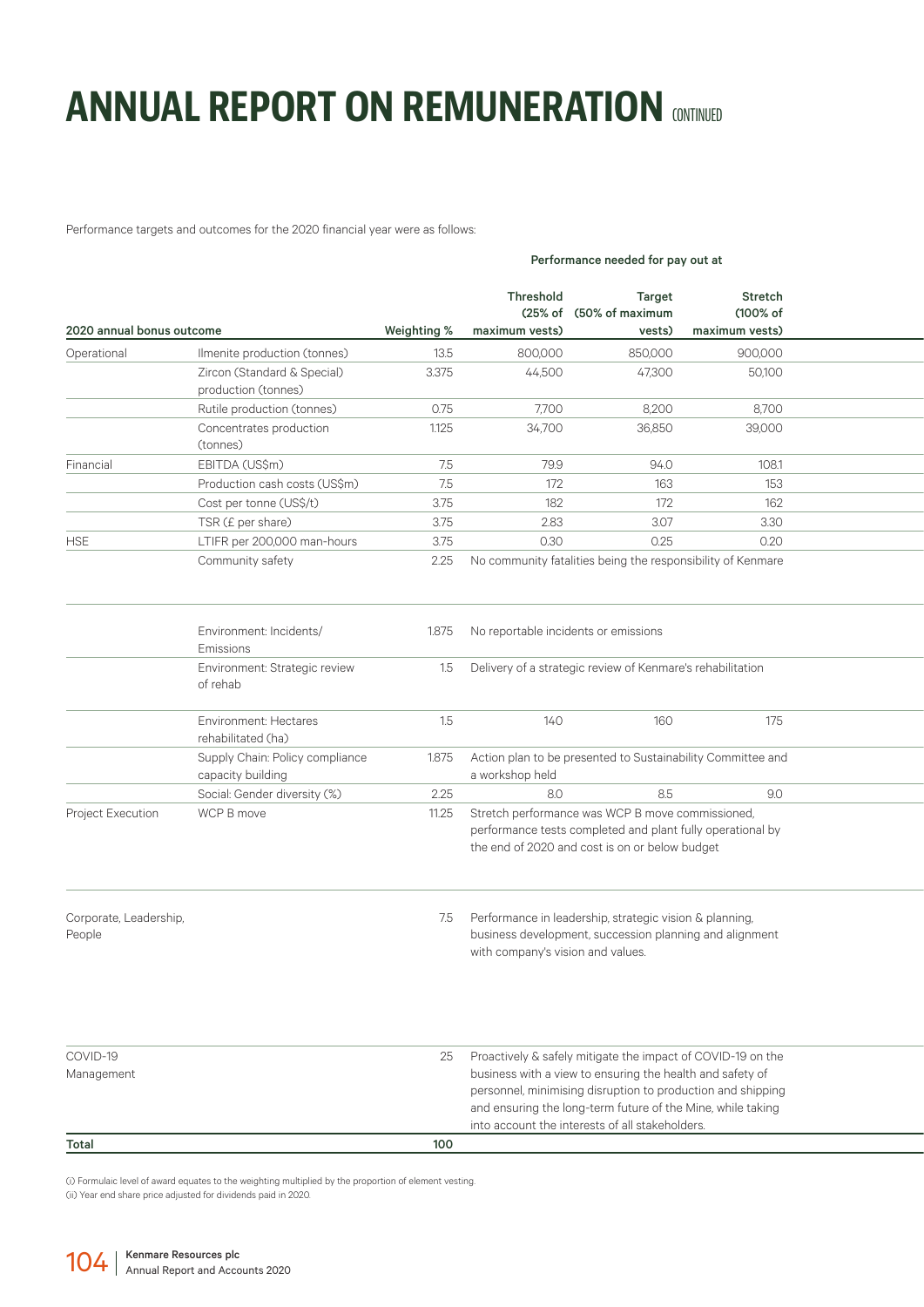# ANNUAL REPORT ON REMUNERATION CONTINUED

Performance targets and outcomes for the 2020 financial year were as follows:

| 2020 annual bonus outcome | | Weighting % | Performance needed for pay out at Threshold (25% of maximum vests) | Target (50% of maximum vests) | Stretch (100% of maximum vests) |
|---|---|---|---|---|---|
| Operational | Ilmenite production (tonnes) | 13.5 | 800,000 | 850,000 | 900,000 |
| | Zircon (Standard & Special) production (tonnes) | 3.375 | 44,500 | 47,300 | 50,100 |
| | Rutile production (tonnes) | 0.75 | 7,700 | 8,200 | 8,700 |
| | Concentrates production (tonnes) | 1.125 | 34,700 | 36,850 | 39,000 |
| Financial | EBITDA (US$m) | 7.5 | 79.9 | 94.0 | 108.1 |
| | Production cash costs (US$m) | 7.5 | 172 | 163 | 153 |
| | Cost per tonne (US$/t) | 3.75 | 182 | 172 | 162 |
| | TSR (£ per share) | 3.75 | 2.83 | 3.07 | 3.30 |
| HSE | LTIFR per 200,000 man-hours | 3.75 | 0.30 | 0.25 | 0.20 |
| | Community safety | 2.25 | No community fatalities being the responsibility of Kenmare | | |
| | Environment: Incidents/ Emissions | 1.875 | No reportable incidents or emissions | | |
| | Environment: Strategic review of rehab | 1.5 | Delivery of a strategic review of Kenmare's rehabilitation | | |
| | Environment: Hectares rehabilitated (ha) | 1.5 | 140 | 160 | 175 |
| | Supply Chain: Policy compliance capacity building | 1.875 | Action plan to be presented to Sustainability Committee and a workshop held | | |
| | Social: Gender diversity (%) | 2.25 | 8.0 | 8.5 | 9.0 |
| Project Execution | WCP B move | 11.25 | Stretch performance was WCP B move commissioned, performance tests completed and plant fully operational by the end of 2020 and cost is on or below budget | | |
| Corporate, Leadership, People | | 7.5 | Performance in leadership, strategic vision & planning, business development, succession planning and alignment with company's vision and values. | | |
| COVID-19 Management | | 25 | Proactively & safely mitigate the impact of COVID-19 on the business with a view to ensuring the health and safety of personnel, minimising disruption to production and shipping and ensuring the long-term future of the Mine, while taking into account the interests of all stakeholders. | | |
| **Total** | | **100** | | | |

(i) Formulaic level of award equates to the weighting multiplied by the proportion of element vesting.
(ii) Year end share price adjusted for dividends paid in 2020.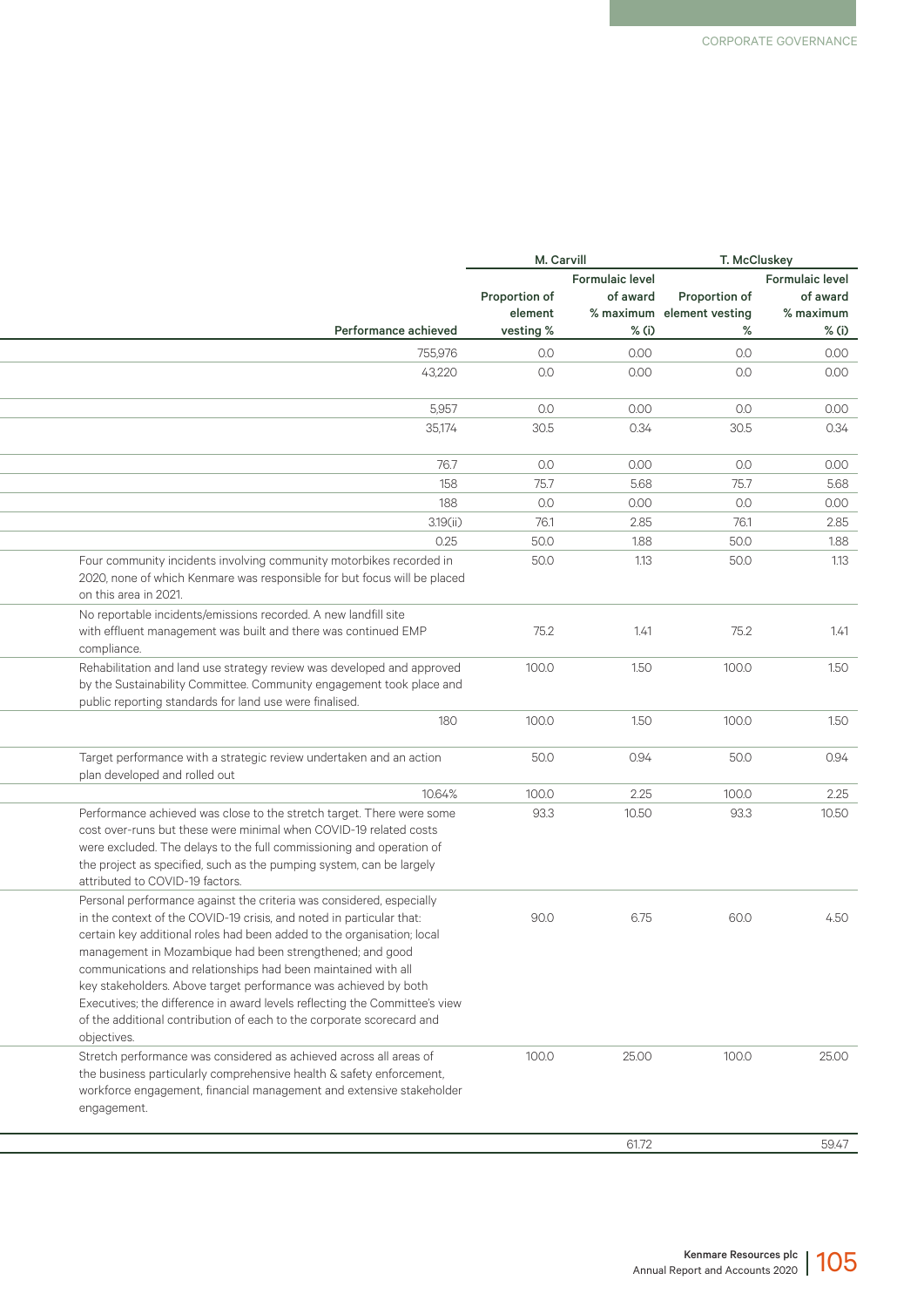| Performance achieved | M. Carvill | | T. McCluskey | |
|---|---|---|---|---|
| | Proportion of element vesting % | Formulaic level of award % maximum % (i) | Proportion of element vesting % | Formulaic level of award % maximum % (i) |
| 755,976 | 0.0 | 0.00 | 0.0 | 0.00 |
| 43,220 | 0.0 | 0.00 | 0.0 | 0.00 |
| 5,957 | 0.0 | 0.00 | 0.0 | 0.00 |
| 35,174 | 30.5 | 0.34 | 30.5 | 0.34 |
| 76.7 | 0.0 | 0.00 | 0.0 | 0.00 |
| 158 | 75.7 | 5.68 | 75.7 | 5.68 |
| 188 | 0.0 | 0.00 | 0.0 | 0.00 |
| 3.19(ii) | 76.1 | 2.85 | 76.1 | 2.85 |
| 0.25 | 50.0 | 1.88 | 50.0 | 1.88 |
| Four community incidents involving community motorbikes recorded in 2020, none of which Kenmare was responsible for but focus will be placed on this area in 2021. | 50.0 | 1.13 | 50.0 | 1.13 |
| No reportable incidents/emissions recorded. A new landfill site with effluent management was built and there was continued EMP compliance. | 75.2 | 1.41 | 75.2 | 1.41 |
| Rehabilitation and land use strategy review was developed and approved by the Sustainability Committee. Community engagement took place and public reporting standards for land use were finalised. | 100.0 | 1.50 | 100.0 | 1.50 |
| 180 | 100.0 | 1.50 | 100.0 | 1.50 |
| Target performance with a strategic review undertaken and an action plan developed and rolled out | 50.0 | 0.94 | 50.0 | 0.94 |
| 10.64% | 100.0 | 2.25 | 100.0 | 2.25 |
| Performance achieved was close to the stretch target. There were some cost over-runs but these were minimal when COVID-19 related costs were excluded. The delays to the full commissioning and operation of the project as specified, such as the pumping system, can be largely attributed to COVID-19 factors. | 93.3 | 10.50 | 93.3 | 10.50 |
| Personal performance against the criteria was considered, especially in the context of the COVID-19 crisis, and noted in particular that: certain key additional roles had been added to the organisation; local management in Mozambique had been strengthened; and good communications and relationships had been maintained with all key stakeholders. Above target performance was achieved by both Executives; the difference in award levels reflecting the Committee's view of the additional contribution of each to the corporate scorecard and objectives. | 90.0 | 6.75 | 60.0 | 4.50 |
| Stretch performance was considered as achieved across all areas of the business particularly comprehensive health & safety enforcement, workforce engagement, financial management and extensive stakeholder engagement. | 100.0 | 25.00 | 100.0 | 25.00 |
| | | 61.72 | | 59.47 |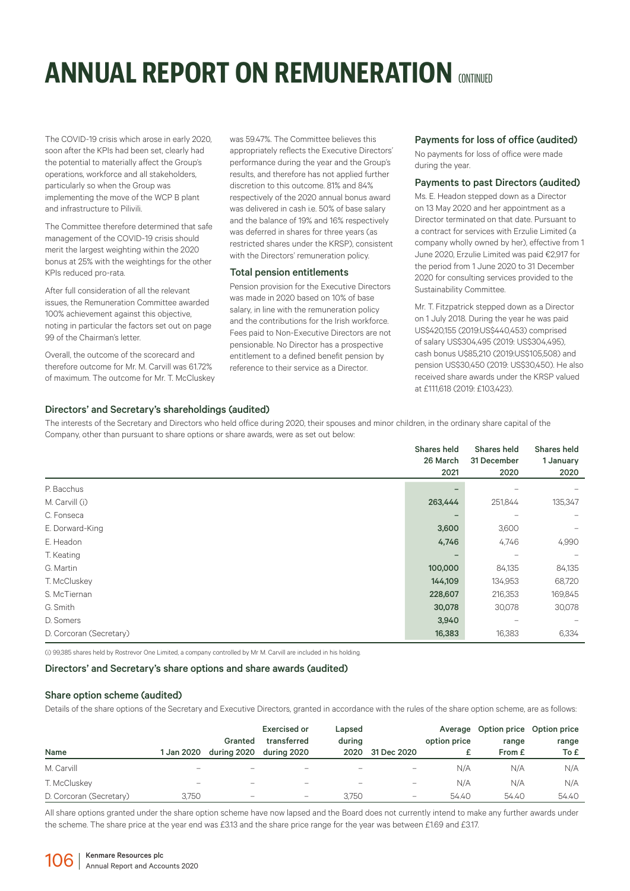# ANNUAL REPORT ON REMUNERATION CONTINUED

The COVID-19 crisis which arose in early 2020, soon after the KPIs had been set, clearly had the potential to materially affect the Group's operations, workforce and all stakeholders, particularly so when the Group was implementing the move of the WCP B plant and infrastructure to Pilivili.

The Committee therefore determined that safe management of the COVID-19 crisis should merit the largest weighting within the 2020 bonus at 25% with the weightings for the other KPIs reduced pro-rata.

After full consideration of all the relevant issues, the Remuneration Committee awarded 100% achievement against this objective, noting in particular the factors set out on page 99 of the Chairman's letter.

Overall, the outcome of the scorecard and therefore outcome for Mr. M. Carvill was 61.72% of maximum. The outcome for Mr. T. McCluskey was 59.47%. The Committee believes this appropriately reflects the Executive Directors' performance during the year and the Group's results, and therefore has not applied further discretion to this outcome. 81% and 84% respectively of the 2020 annual bonus award was delivered in cash i.e. 50% of base salary and the balance of 19% and 16% respectively was deferred in shares for three years (as restricted shares under the KRSP), consistent with the Directors' remuneration policy.

### Total pension entitlements

Pension provision for the Executive Directors was made in 2020 based on 10% of base salary, in line with the remuneration policy and the contributions for the Irish workforce. Fees paid to Non-Executive Directors are not pensionable. No Director has a prospective entitlement to a defined benefit pension by reference to their service as a Director.

### Payments for loss of office (audited)

No payments for loss of office were made during the year.

### Payments to past Directors (audited)

Ms. E. Headon stepped down as a Director on 13 May 2020 and her appointment as a Director terminated on that date. Pursuant to a contract for services with Erzulie Limited (a company wholly owned by her), effective from 1 June 2020, Erzulie Limited was paid €2,917 for the period from 1 June 2020 to 31 December 2020 for consulting services provided to the Sustainability Committee.

Mr. T. Fitzpatrick stepped down as a Director on 1 July 2018. During the year he was paid US$420,155 (2019:US$440,453) comprised of salary US$304,495 (2019: US$304,495), cash bonus U$85,210 (2019:US$105,508) and pension US$30,450 (2019: US$30,450). He also received share awards under the KRSP valued at £111,618 (2019: £103,423).

### Directors' and Secretary's shareholdings (audited)

The interests of the Secretary and Directors who held office during 2020, their spouses and minor children, in the ordinary share capital of the Company, other than pursuant to share options or share awards, were as set out below:

| | Shares held 26 March 2021 | Shares held 31 December 2020 | Shares held 1 January 2020 |
|---|---|---|---|
| P. Bacchus | – | – | – |
| M. Carvill (i) | 263,444 | 251,844 | 135,347 |
| C. Fonseca | – | – | – |
| E. Dorward-King | 3,600 | 3,600 | – |
| E. Headon | 4,746 | 4,746 | 4,990 |
| T. Keating | – | – | – |
| G. Martin | 100,000 | 84,135 | 84,135 |
| T. McCluskey | 144,109 | 134,953 | 68,720 |
| S. McTiernan | 228,607 | 216,353 | 169,845 |
| G. Smith | 30,078 | 30,078 | 30,078 |
| D. Somers | 3,940 | – | – |
| D. Corcoran (Secretary) | 16,383 | 16,383 | 6,334 |

(i) 99,385 shares held by Rostrevor One Limited, a company controlled by Mr M. Carvill are included in his holding.

### Directors' and Secretary's share options and share awards (audited)

### Share option scheme (audited)

Details of the share options of the Secretary and Executive Directors, granted in accordance with the rules of the share option scheme, are as follows:

| Name | 1 Jan 2020 | Granted during 2020 | Exercised or transferred during 2020 | Lapsed during 2020 | 31 Dec 2020 | Average option price £ | Option price range From £ | Option price range To £ |
|---|---|---|---|---|---|---|---|---|
| M. Carvill | – | – | – | – | – | N/A | N/A | N/A |
| T. McCluskey | – | – | – | – | – | N/A | N/A | N/A |
| D. Corcoran (Secretary) | 3,750 | – | – | 3,750 | – | 54.40 | 54.40 | 54.40 |

All share options granted under the share option scheme have now lapsed and the Board does not currently intend to make any further awards under the scheme. The share price at the year end was £3.13 and the share price range for the year was between £1.69 and £3.17.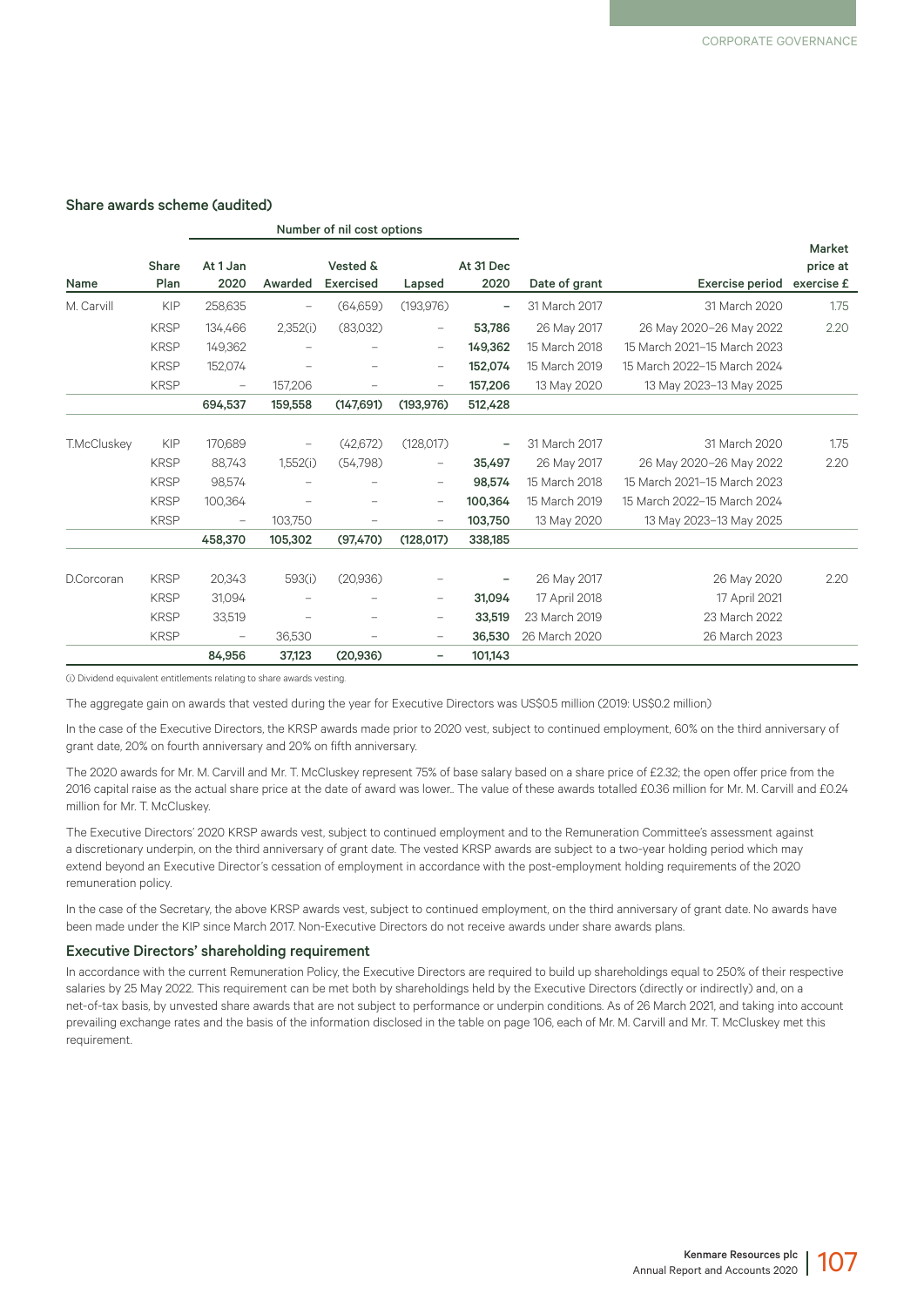### Share awards scheme (audited)

| Name | Share Plan | Number of nil cost options At 1 Jan 2020 | Awarded | Vested & Exercised | Lapsed | At 31 Dec 2020 | Date of grant | Exercise period | Market price at exercise £ |
|---|---|---|---|---|---|---|---|---|---|
| M. Carvill | KIP | 258,635 | – | (64,659) | (193,976) | **–** | 31 March 2017 | 31 March 2020 | 1.75 |
| | KRSP | 134,466 | 2,352(i) | (83,032) | – | **53,786** | 26 May 2017 | 26 May 2020–26 May 2022 | 2.20 |
| | KRSP | 149,362 | – | – | – | **149,362** | 15 March 2018 | 15 March 2021–15 March 2023 | |
| | KRSP | 152,074 | – | – | – | **152,074** | 15 March 2019 | 15 March 2022–15 March 2024 | |
| | KRSP | – | 157,206 | – | – | **157,206** | 13 May 2020 | 13 May 2023–13 May 2025 | |
| | | **694,537** | **159,558** | **(147,691)** | **(193,976)** | **512,428** | | | |
| T.McCluskey | KIP | 170,689 | – | (42,672) | (128,017) | **–** | 31 March 2017 | 31 March 2020 | 1.75 |
| | KRSP | 88,743 | 1,552(i) | (54,798) | – | **35,497** | 26 May 2017 | 26 May 2020–26 May 2022 | 2.20 |
| | KRSP | 98,574 | – | – | – | **98,574** | 15 March 2018 | 15 March 2021–15 March 2023 | |
| | KRSP | 100,364 | – | – | – | **100,364** | 15 March 2019 | 15 March 2022–15 March 2024 | |
| | KRSP | – | 103,750 | – | – | **103,750** | 13 May 2020 | 13 May 2023–13 May 2025 | |
| | | **458,370** | **105,302** | **(97,470)** | **(128,017)** | **338,185** | | | |
| D.Corcoran | KRSP | 20,343 | 593(i) | (20,936) | – | **–** | 26 May 2017 | 26 May 2020 | 2.20 |
| | KRSP | 31,094 | – | – | – | **31,094** | 17 April 2018 | 17 April 2021 | |
| | KRSP | 33,519 | – | – | – | **33,519** | 23 March 2019 | 23 March 2022 | |
| | KRSP | – | 36,530 | – | – | **36,530** | 26 March 2020 | 26 March 2023 | |
| | | **84,956** | **37,123** | **(20,936)** | **–** | **101,143** | | | |

(i) Dividend equivalent entitlements relating to share awards vesting.

The aggregate gain on awards that vested during the year for Executive Directors was US$0.5 million (2019: US$0.2 million)

In the case of the Executive Directors, the KRSP awards made prior to 2020 vest, subject to continued employment, 60% on the third anniversary of grant date, 20% on fourth anniversary and 20% on fifth anniversary.

The 2020 awards for Mr. M. Carvill and Mr. T. McCluskey represent 75% of base salary based on a share price of £2.32; the open offer price from the 2016 capital raise as the actual share price at the date of award was lower.. The value of these awards totalled £0.36 million for Mr. M. Carvill and £0.24 million for Mr. T. McCluskey.

The Executive Directors' 2020 KRSP awards vest, subject to continued employment and to the Remuneration Committee's assessment against a discretionary underpin, on the third anniversary of grant date. The vested KRSP awards are subject to a two-year holding period which may extend beyond an Executive Director's cessation of employment in accordance with the post-employment holding requirements of the 2020 remuneration policy.

In the case of the Secretary, the above KRSP awards vest, subject to continued employment, on the third anniversary of grant date. No awards have been made under the KIP since March 2017. Non-Executive Directors do not receive awards under share awards plans.

### Executive Directors' shareholding requirement

In accordance with the current Remuneration Policy, the Executive Directors are required to build up shareholdings equal to 250% of their respective salaries by 25 May 2022. This requirement can be met both by shareholdings held by the Executive Directors (directly or indirectly) and, on a net-of-tax basis, by unvested share awards that are not subject to performance or underpin conditions. As of 26 March 2021, and taking into account prevailing exchange rates and the basis of the information disclosed in the table on page 106, each of Mr. M. Carvill and Mr. T. McCluskey met this requirement.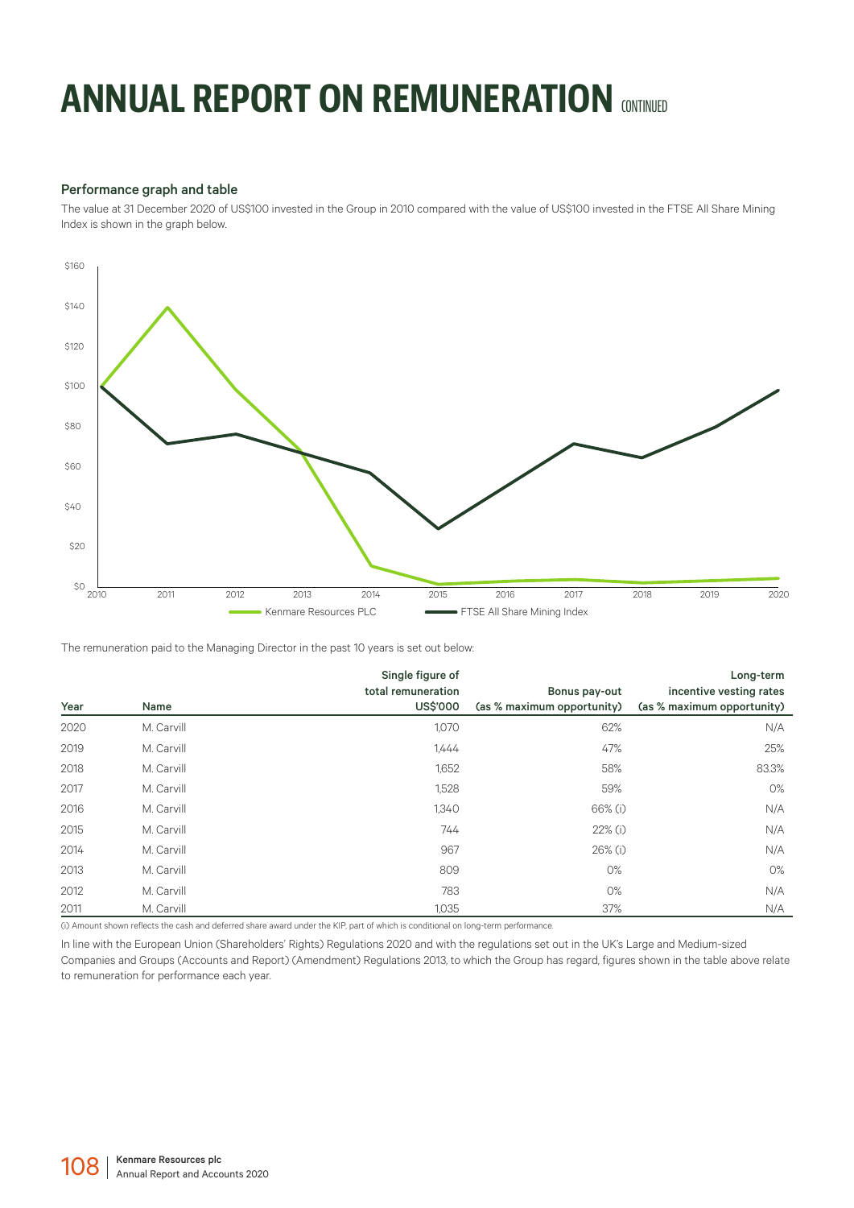# ANNUAL REPORT ON REMUNERATION CONTINUED

### Performance graph and table

The value at 31 December 2020 of US$100 invested in the Group in 2010 compared with the value of US$100 invested in the FTSE All Share Mining Index is shown in the graph below.

The remuneration paid to the Managing Director in the past 10 years is set out below:

| Year | Name | Single figure of total remuneration US$'000 | Bonus pay-out (as % maximum opportunity) | Long-term incentive vesting rates (as % maximum opportunity) |
|---|---|---|---|---|
| 2020 | M. Carvill | 1,070 | 62% | N/A |
| 2019 | M. Carvill | 1,444 | 47% | 25% |
| 2018 | M. Carvill | 1,652 | 58% | 83.3% |
| 2017 | M. Carvill | 1,528 | 59% | 0% |
| 2016 | M. Carvill | 1,340 | 66% (i) | N/A |
| 2015 | M. Carvill | 744 | 22% (i) | N/A |
| 2014 | M. Carvill | 967 | 26% (i) | N/A |
| 2013 | M. Carvill | 809 | 0% | 0% |
| 2012 | M. Carvill | 783 | 0% | N/A |
| 2011 | M. Carvill | 1,035 | 37% | N/A |

(i) Amount shown reflects the cash and deferred share award under the KIP, part of which is conditional on long-term performance.

In line with the European Union (Shareholders' Rights) Regulations 2020 and with the regulations set out in the UK's Large and Medium-sized Companies and Groups (Accounts and Report) (Amendment) Regulations 2013, to which the Group has regard, figures shown in the table above relate to remuneration for performance each year.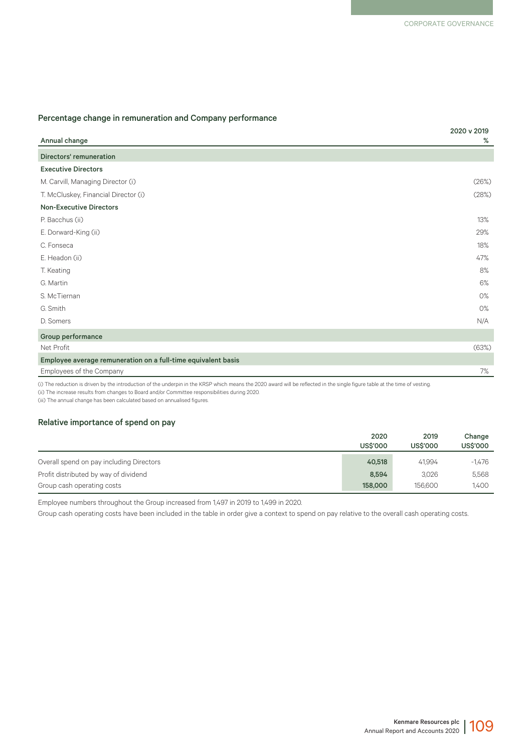## Percentage change in remuneration and Company performance

| Annual change | 2020 v 2019 % |
|---|---|
| **Directors' remuneration** | |
| **Executive Directors** | |
| M. Carvill, Managing Director (i) | (26%) |
| T. McCluskey, Financial Director (i) | (28%) |
| **Non-Executive Directors** | |
| P. Bacchus (ii) | 13% |
| E. Dorward-King (ii) | 29% |
| C. Fonseca | 18% |
| E. Headon (ii) | 47% |
| T. Keating | 8% |
| G. Martin | 6% |
| S. McTiernan | 0% |
| G. Smith | 0% |
| D. Somers | N/A |
| **Group performance** | |
| Net Profit | (63%) |
| **Employee average remuneration on a full-time equivalent basis** | |
| Employees of the Company | 7% |

(i) The reduction is driven by the introduction of the underpin in the KRSP which means the 2020 award will be reflected in the single figure table at the time of vesting.
(ii) The increase results from changes to Board and/or Committee responsibilities during 2020.
(iii) The annual change has been calculated based on annualised figures.

## Relative importance of spend on pay

| | 2020 US$'000 | 2019 US$'000 | Change US$'000 |
|---|---|---|---|
| Overall spend on pay including Directors | **40,518** | 41,994 | -1,476 |
| Profit distributed by way of dividend | **8,594** | 3,026 | 5,568 |
| Group cash operating costs | **158,000** | 156,600 | 1,400 |

Employee numbers throughout the Group increased from 1,497 in 2019 to 1,499 in 2020.

Group cash operating costs have been included in the table in order give a context to spend on pay relative to the overall cash operating costs.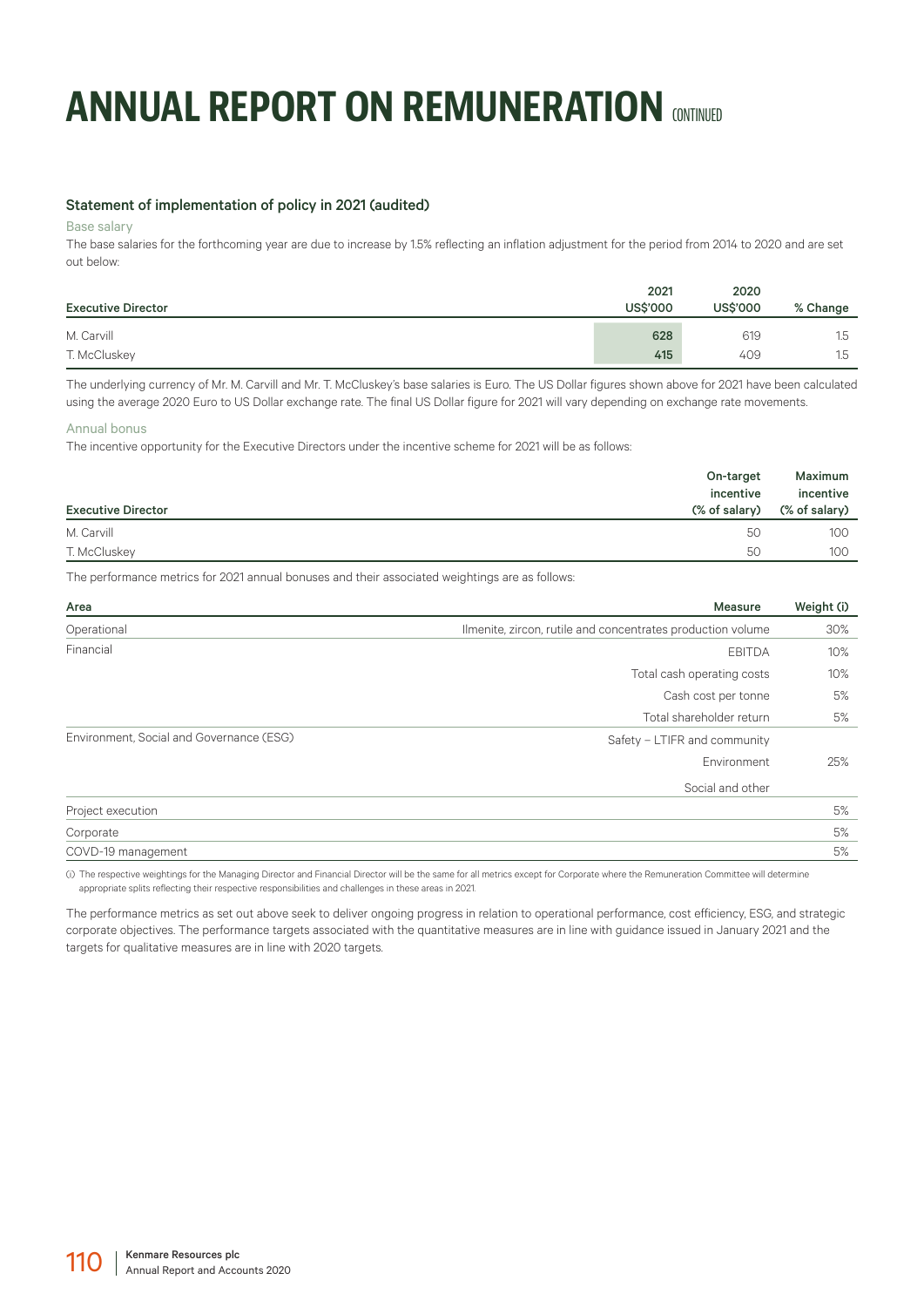# ANNUAL REPORT ON REMUNERATION CONTINUED

### Statement of implementation of policy in 2021 (audited)

#### Base salary

The base salaries for the forthcoming year are due to increase by 1.5% reflecting an inflation adjustment for the period from 2014 to 2020 and are set out below:

| Executive Director | 2021 US$'000 | 2020 US$'000 | % Change |
|---|---|---|---|
| M. Carvill | 628 | 619 | 1.5 |
| T. McCluskey | 415 | 409 | 1.5 |

The underlying currency of Mr. M. Carvill and Mr. T. McCluskey's base salaries is Euro. The US Dollar figures shown above for 2021 have been calculated using the average 2020 Euro to US Dollar exchange rate. The final US Dollar figure for 2021 will vary depending on exchange rate movements.

#### Annual bonus

The incentive opportunity for the Executive Directors under the incentive scheme for 2021 will be as follows:

| Executive Director | On-target incentive (% of salary) | Maximum incentive (% of salary) |
|---|---|---|
| M. Carvill | 50 | 100 |
| T. McCluskey | 50 | 100 |

The performance metrics for 2021 annual bonuses and their associated weightings are as follows:

| Area | Measure | Weight (i) |
|---|---|---|
| Operational | Ilmenite, zircon, rutile and concentrates production volume | 30% |
| Financial | EBITDA | 10% |
| | Total cash operating costs | 10% |
| | Cash cost per tonne | 5% |
| | Total shareholder return | 5% |
| Environment, Social and Governance (ESG) | Safety – LTIFR and community | |
| | Environment | 25% |
| | Social and other | |
| Project execution | | 5% |
| Corporate | | 5% |
| COVD-19 management | | 5% |

(i) The respective weightings for the Managing Director and Financial Director will be the same for all metrics except for Corporate where the Remuneration Committee will determine appropriate splits reflecting their respective responsibilities and challenges in these areas in 2021.

The performance metrics as set out above seek to deliver ongoing progress in relation to operational performance, cost efficiency, ESG, and strategic corporate objectives. The performance targets associated with the quantitative measures are in line with guidance issued in January 2021 and the targets for qualitative measures are in line with 2020 targets.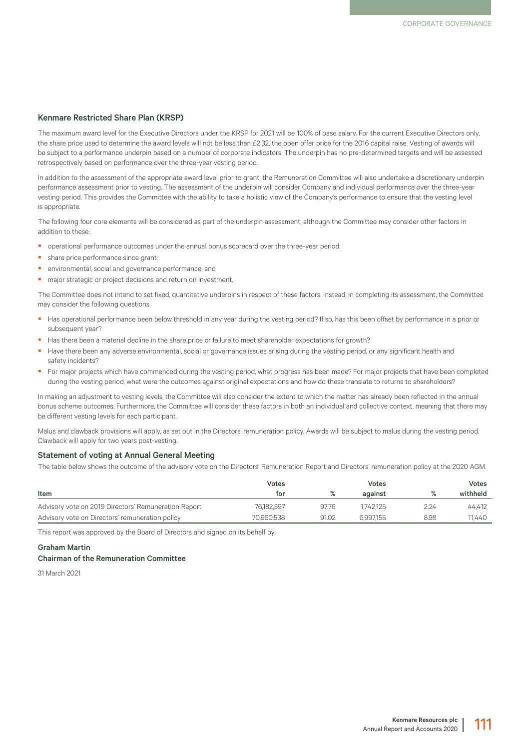### Kenmare Restricted Share Plan (KRSP)

The maximum award level for the Executive Directors under the KRSP for 2021 will be 100% of base salary. For the current Executive Directors only, the share price used to determine the award levels will not be less than £2.32, the open offer price for the 2016 capital raise. Vesting of awards will be subject to a performance underpin based on a number of corporate indicators. The underpin has no pre-determined targets and will be assessed retrospectively based on performance over the three-year vesting period.

In addition to the assessment of the appropriate award level prior to grant, the Remuneration Committee will also undertake a discretionary underpin performance assessment prior to vesting. The assessment of the underpin will consider Company and individual performance over the three-year vesting period. This provides the Committee with the ability to take a holistic view of the Company's performance to ensure that the vesting level is appropriate.

The following four core elements will be considered as part of the underpin assessment, although the Committee may consider other factors in addition to these:

- operational performance outcomes under the annual bonus scorecard over the three-year period;
- share price performance since grant;
- environmental, social and governance performance; and
- major strategic or project decisions and return on investment.

The Committee does not intend to set fixed, quantitative underpins in respect of these factors. Instead, in completing its assessment, the Committee may consider the following questions:

- Has operational performance been below threshold in any year during the vesting period? If so, has this been offset by performance in a prior or subsequent year?
- Has there been a material decline in the share price or failure to meet shareholder expectations for growth?
- Have there been any adverse environmental, social or governance issues arising during the vesting period, or any significant health and safety incidents?
- For major projects which have commenced during the vesting period, what progress has been made? For major projects that have been completed during the vesting period, what were the outcomes against original expectations and how do these translate to returns to shareholders?

In making an adjustment to vesting levels, the Committee will also consider the extent to which the matter has already been reflected in the annual bonus scheme outcomes. Furthermore, the Committee will consider these factors in both an individual and collective context, meaning that there may be different vesting levels for each participant.

Malus and clawback provisions will apply, as set out in the Directors' remuneration policy. Awards will be subject to malus during the vesting period. Clawback will apply for two years post-vesting.

### Statement of voting at Annual General Meeting

The table below shows the outcome of the advisory vote on the Directors' Remuneration Report and Directors' remuneration policy at the 2020 AGM.

| Item | Votes for | % | Votes against | % | Votes withheld |
|---|---|---|---|---|---|
| Advisory vote on 2019 Directors' Remuneration Report | 76,182,597 | 97.76 | 1,742,125 | 2.24 | 44,412 |
| Advisory vote on Directors' remuneration policy | 70,960,538 | 91.02 | 6,997,155 | 8.98 | 11,440 |

This report was approved by the Board of Directors and signed on its behalf by:

**Graham Martin**
**Chairman of the Remuneration Committee**

31 March 2021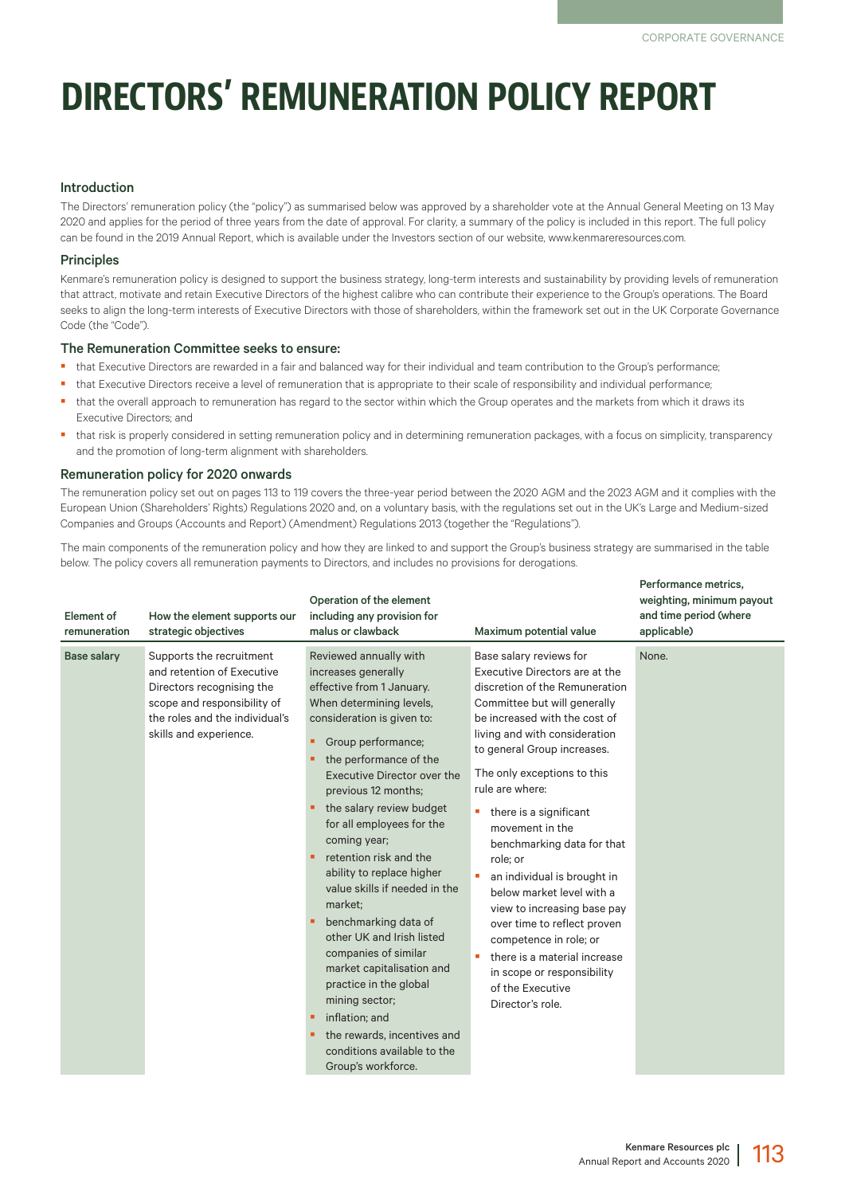# DIRECTORS' REMUNERATION POLICY REPORT

### Introduction

The Directors' remuneration policy (the "policy") as summarised below was approved by a shareholder vote at the Annual General Meeting on 13 May 2020 and applies for the period of three years from the date of approval. For clarity, a summary of the policy is included in this report. The full policy can be found in the 2019 Annual Report, which is available under the Investors section of our website, www.kenmareresources.com.

### Principles

Kenmare's remuneration policy is designed to support the business strategy, long-term interests and sustainability by providing levels of remuneration that attract, motivate and retain Executive Directors of the highest calibre who can contribute their experience to the Group's operations. The Board seeks to align the long-term interests of Executive Directors with those of shareholders, within the framework set out in the UK Corporate Governance Code (the "Code").

### The Remuneration Committee seeks to ensure:

- that Executive Directors are rewarded in a fair and balanced way for their individual and team contribution to the Group's performance;
- that Executive Directors receive a level of remuneration that is appropriate to their scale of responsibility and individual performance;
- that the overall approach to remuneration has regard to the sector within which the Group operates and the markets from which it draws its Executive Directors; and
- that risk is properly considered in setting remuneration policy and in determining remuneration packages, with a focus on simplicity, transparency and the promotion of long-term alignment with shareholders.

### Remuneration policy for 2020 onwards

The remuneration policy set out on pages 113 to 119 covers the three-year period between the 2020 AGM and the 2023 AGM and it complies with the European Union (Shareholders' Rights) Regulations 2020 and, on a voluntary basis, with the regulations set out in the UK's Large and Medium-sized Companies and Groups (Accounts and Report) (Amendment) Regulations 2013 (together the "Regulations").

The main components of the remuneration policy and how they are linked to and support the Group's business strategy are summarised in the table below. The policy covers all remuneration payments to Directors, and includes no provisions for derogations.

| Element of remuneration | How the element supports our strategic objectives | Operation of the element including any provision for malus or clawback | Maximum potential value | Performance metrics, weighting, minimum payout and time period (where applicable) |
|---|---|---|---|---|
| **Base salary** | Supports the recruitment and retention of Executive Directors recognising the scope and responsibility of the roles and the individual's skills and experience. | Reviewed annually with increases generally effective from 1 January. When determining levels, consideration is given to:<br>- Group performance;<br>- the performance of the Executive Director over the previous 12 months;<br>- the salary review budget for all employees for the coming year;<br>- retention risk and the ability to replace higher value skills if needed in the market;<br>- benchmarking data of other UK and Irish listed companies of similar market capitalisation and practice in the global mining sector;<br>- inflation; and<br>- the rewards, incentives and conditions available to the Group's workforce. | Base salary reviews for Executive Directors are at the discretion of the Remuneration Committee but will generally be increased with the cost of living and with consideration to general Group increases.<br><br>The only exceptions to this rule are where:<br>- there is a significant movement in the benchmarking data for that role; or<br>- an individual is brought in below market level with a view to increasing base pay over time to reflect proven competence in role; or<br>- there is a material increase in scope or responsibility of the Executive Director's role. | None. |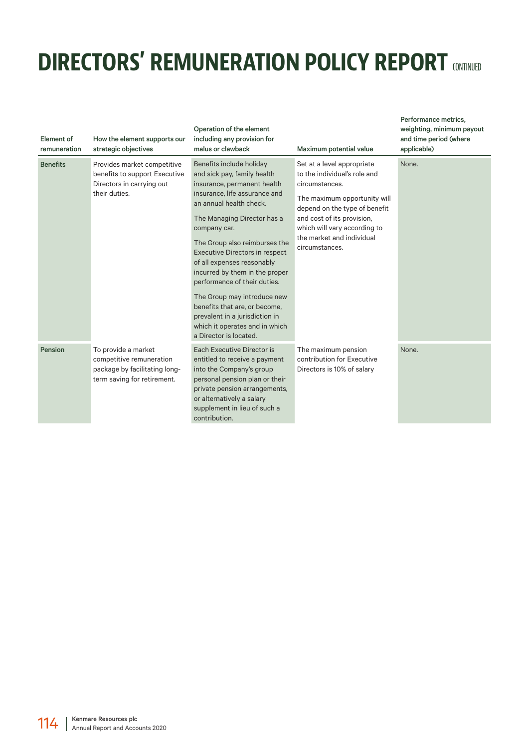# DIRECTORS' REMUNERATION POLICY REPORT CONTINUED

| Element of remuneration | How the element supports our strategic objectives | Operation of the element including any provision for malus or clawback | Maximum potential value | Performance metrics, weighting, minimum payout and time period (where applicable) |
|---|---|---|---|---|
| **Benefits** | Provides market competitive benefits to support Executive Directors in carrying out their duties. | Benefits include holiday and sick pay, family health insurance, permanent health insurance, life assurance and an annual health check.<br><br>The Managing Director has a company car.<br><br>The Group also reimburses the Executive Directors in respect of all expenses reasonably incurred by them in the proper performance of their duties.<br><br>The Group may introduce new benefits that are, or become, prevalent in a jurisdiction in which it operates and in which a Director is located. | Set at a level appropriate to the individual's role and circumstances.<br><br>The maximum opportunity will depend on the type of benefit and cost of its provision, which will vary according to the market and individual circumstances. | None. |
| **Pension** | To provide a market competitive remuneration package by facilitating long-term saving for retirement. | Each Executive Director is entitled to receive a payment into the Company's group personal pension plan or their private pension arrangements, or alternatively a salary supplement in lieu of such a contribution. | The maximum pension contribution for Executive Directors is 10% of salary | None. |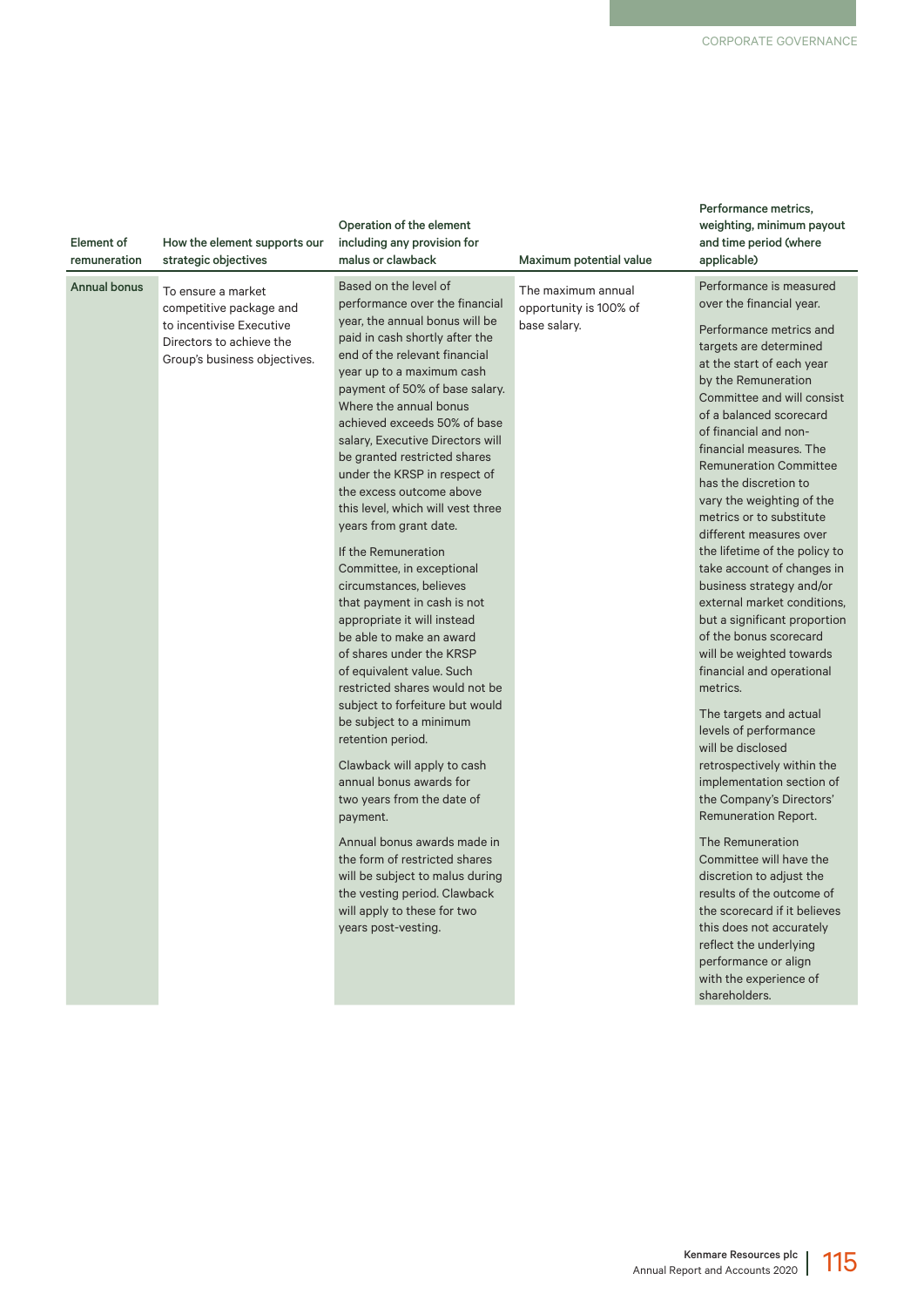| Element of remuneration | How the element supports our strategic objectives | Operation of the element including any provision for malus or clawback | Maximum potential value | Performance metrics, weighting, minimum payout and time period (where applicable) |
|---|---|---|---|---|
| **Annual bonus** | To ensure a market competitive package and to incentivise Executive Directors to achieve the Group's business objectives. | Based on the level of performance over the financial year, the annual bonus will be paid in cash shortly after the end of the relevant financial year up to a maximum cash payment of 50% of base salary. Where the annual bonus achieved exceeds 50% of base salary, Executive Directors will be granted restricted shares under the KRSP in respect of the excess outcome above this level, which will vest three years from grant date.<br><br>If the Remuneration Committee, in exceptional circumstances, believes that payment in cash is not appropriate it will instead be able to make an award of shares under the KRSP of equivalent value. Such restricted shares would not be subject to forfeiture but would be subject to a minimum retention period.<br><br>Clawback will apply to cash annual bonus awards for two years from the date of payment.<br><br>Annual bonus awards made in the form of restricted shares will be subject to malus during the vesting period. Clawback will apply to these for two years post-vesting. | The maximum annual opportunity is 100% of base salary. | Performance is measured over the financial year.<br><br>Performance metrics and targets are determined at the start of each year by the Remuneration Committee and will consist of a balanced scorecard of financial and non-financial measures. The Remuneration Committee has the discretion to vary the weighting of the metrics or to substitute different measures over the lifetime of the policy to take account of changes in business strategy and/or external market conditions, but a significant proportion of the bonus scorecard will be weighted towards financial and operational metrics.<br><br>The targets and actual levels of performance will be disclosed retrospectively within the implementation section of the Company's Directors' Remuneration Report.<br><br>The Remuneration Committee will have the discretion to adjust the results of the outcome of the scorecard if it believes this does not accurately reflect the underlying performance or align with the experience of shareholders. |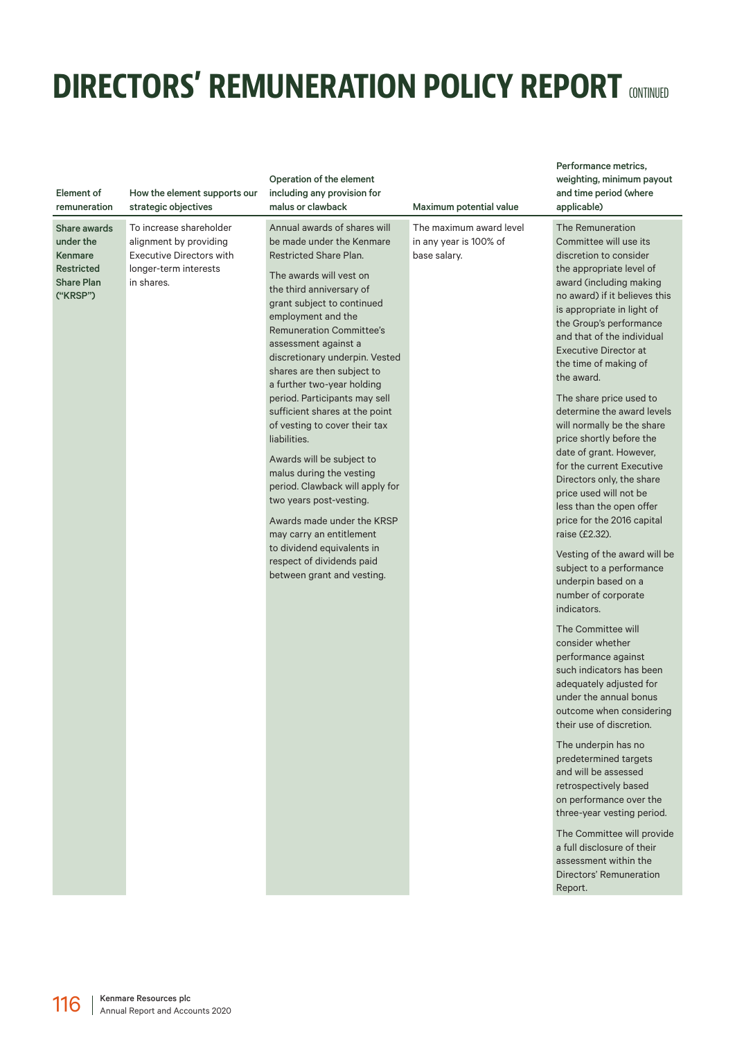# DIRECTORS' REMUNERATION POLICY REPORT CONTINUED

| Element of remuneration | How the element supports our strategic objectives | Operation of the element including any provision for malus or clawback | Maximum potential value | Performance metrics, weighting, minimum payout and time period (where applicable) |
|---|---|---|---|---|
| **Share awards under the Kenmare Restricted Share Plan ("KRSP")** | To increase shareholder alignment by providing Executive Directors with longer-term interests in shares. | Annual awards of shares will be made under the Kenmare Restricted Share Plan.<br><br>The awards will vest on the third anniversary of grant subject to continued employment and the Remuneration Committee's assessment against a discretionary underpin. Vested shares are then subject to a further two-year holding period. Participants may sell sufficient shares at the point of vesting to cover their tax liabilities.<br><br>Awards will be subject to malus during the vesting period. Clawback will apply for two years post-vesting.<br><br>Awards made under the KRSP may carry an entitlement to dividend equivalents in respect of dividends paid between grant and vesting. | The maximum award level in any year is 100% of base salary. | The Remuneration Committee will use its discretion to consider the appropriate level of award (including making no award) if it believes this is appropriate in light of the Group's performance and that of the individual Executive Director at the time of making of the award.<br><br>The share price used to determine the award levels will normally be the share price shortly before the date of grant. However, for the current Executive Directors only, the share price used will not be less than the open offer price for the 2016 capital raise (£2.32).<br><br>Vesting of the award will be subject to a performance underpin based on a number of corporate indicators.<br><br>The Committee will consider whether performance against such indicators has been adequately adjusted for under the annual bonus outcome when considering their use of discretion.<br><br>The underpin has no predetermined targets and will be assessed retrospectively based on performance over the three-year vesting period.<br><br>The Committee will provide a full disclosure of their assessment within the Directors' Remuneration Report. |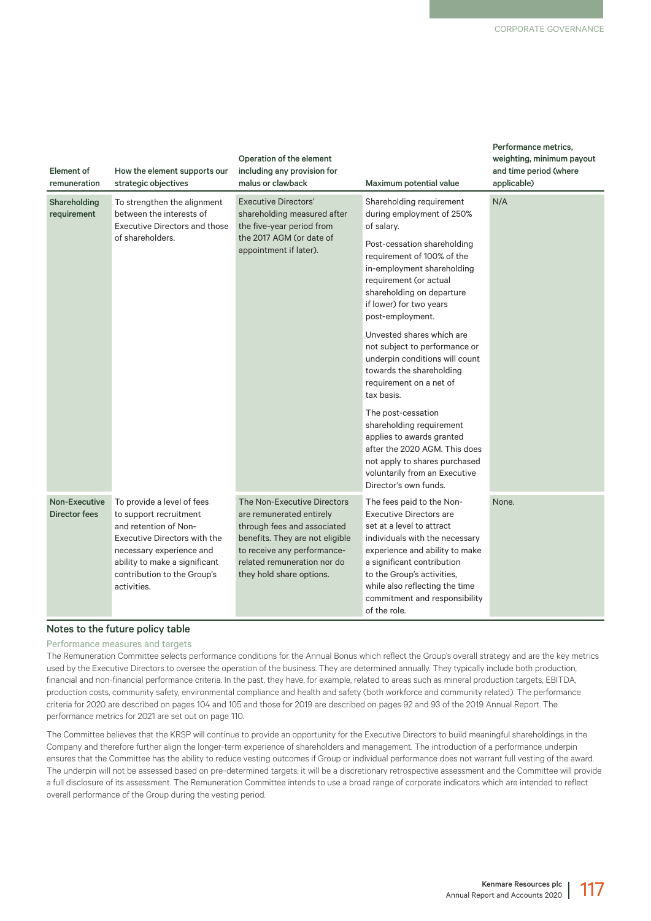| Element of remuneration | How the element supports our strategic objectives | Operation of the element including any provision for malus or clawback | Maximum potential value | Performance metrics, weighting, minimum payout and time period (where applicable) |
|---|---|---|---|---|
| **Shareholding requirement** | To strengthen the alignment between the interests of Executive Directors and those of shareholders. | Executive Directors' shareholding measured after the five-year period from the 2017 AGM (or date of appointment if later). | Shareholding requirement during employment of 250% of salary.<br><br>Post-cessation shareholding requirement of 100% of the in-employment shareholding requirement (or actual shareholding on departure if lower) for two years post-employment.<br><br>Unvested shares which are not subject to performance or underpin conditions will count towards the shareholding requirement on a net of tax basis.<br><br>The post-cessation shareholding requirement applies to awards granted after the 2020 AGM. This does not apply to shares purchased voluntarily from an Executive Director's own funds. | N/A |
| **Non-Executive Director fees** | To provide a level of fees to support recruitment and retention of Non-Executive Directors with the necessary experience and ability to make a significant contribution to the Group's activities. | The Non-Executive Directors are remunerated entirely through fees and associated benefits. They are not eligible to receive any performance-related remuneration nor do they hold share options. | The fees paid to the Non-Executive Directors are set at a level to attract individuals with the necessary experience and ability to make a significant contribution to the Group's activities, while also reflecting the time commitment and responsibility of the role. | None. |

## Notes to the future policy table

### Performance measures and targets

The Remuneration Committee selects performance conditions for the Annual Bonus which reflect the Group's overall strategy and are the key metrics used by the Executive Directors to oversee the operation of the business. They are determined annually. They typically include both production, financial and non-financial performance criteria. In the past, they have, for example, related to areas such as mineral production targets, EBITDA, production costs, community safety, environmental compliance and health and safety (both workforce and community related). The performance criteria for 2020 are described on pages 104 and 105 and those for 2019 are described on pages 92 and 93 of the 2019 Annual Report. The performance metrics for 2021 are set out on page 110.

The Committee believes that the KRSP will continue to provide an opportunity for the Executive Directors to build meaningful shareholdings in the Company and therefore further align the longer-term experience of shareholders and management. The introduction of a performance underpin ensures that the Committee has the ability to reduce vesting outcomes if Group or individual performance does not warrant full vesting of the award. The underpin will not be assessed based on pre-determined targets; it will be a discretionary retrospective assessment and the Committee will provide a full disclosure of its assessment. The Remuneration Committee intends to use a broad range of corporate indicators which are intended to reflect overall performance of the Group during the vesting period.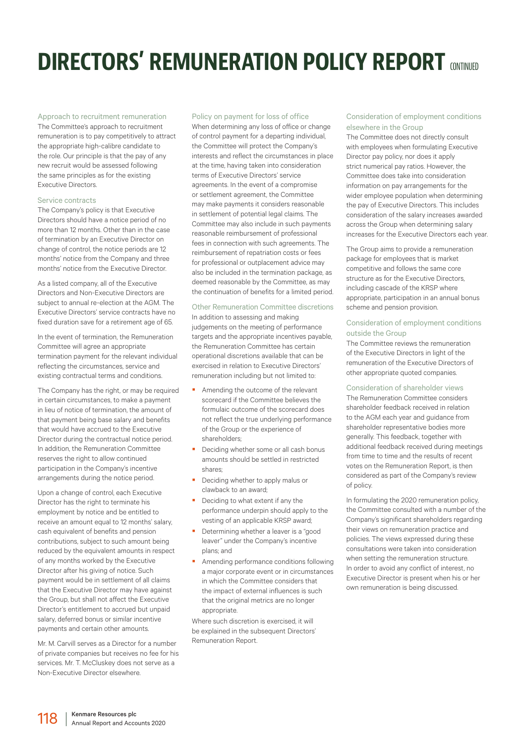# DIRECTORS' REMUNERATION POLICY REPORT CONTINUED

### Approach to recruitment remuneration

The Committee's approach to recruitment remuneration is to pay competitively to attract the appropriate high-calibre candidate to the role. Our principle is that the pay of any new recruit would be assessed following the same principles as for the existing Executive Directors.

### Service contracts

The Company's policy is that Executive Directors should have a notice period of no more than 12 months. Other than in the case of termination by an Executive Director on change of control, the notice periods are 12 months' notice from the Company and three months' notice from the Executive Director.

As a listed company, all of the Executive Directors and Non-Executive Directors are subject to annual re-election at the AGM. The Executive Directors' service contracts have no fixed duration save for a retirement age of 65.

In the event of termination, the Remuneration Committee will agree an appropriate termination payment for the relevant individual reflecting the circumstances, service and existing contractual terms and conditions.

The Company has the right, or may be required in certain circumstances, to make a payment in lieu of notice of termination, the amount of that payment being base salary and benefits that would have accrued to the Executive Director during the contractual notice period. In addition, the Remuneration Committee reserves the right to allow continued participation in the Company's incentive arrangements during the notice period.

Upon a change of control, each Executive Director has the right to terminate his employment by notice and be entitled to receive an amount equal to 12 months' salary, cash equivalent of benefits and pension contributions, subject to such amount being reduced by the equivalent amounts in respect of any months worked by the Executive Director after his giving of notice. Such payment would be in settlement of all claims that the Executive Director may have against the Group, but shall not affect the Executive Director's entitlement to accrued but unpaid salary, deferred bonus or similar incentive payments and certain other amounts.

Mr. M. Carvill serves as a Director for a number of private companies but receives no fee for his services. Mr. T. McCluskey does not serve as a Non-Executive Director elsewhere.

### Policy on payment for loss of office

When determining any loss of office or change of control payment for a departing individual, the Committee will protect the Company's interests and reflect the circumstances in place at the time, having taken into consideration terms of Executive Directors' service agreements. In the event of a compromise or settlement agreement, the Committee may make payments it considers reasonable in settlement of potential legal claims. The Committee may also include in such payments reasonable reimbursement of professional fees in connection with such agreements. The reimbursement of repatriation costs or fees for professional or outplacement advice may also be included in the termination package, as deemed reasonable by the Committee, as may the continuation of benefits for a limited period.

### Other Remuneration Committee discretions

In addition to assessing and making judgements on the meeting of performance targets and the appropriate incentives payable, the Remuneration Committee has certain operational discretions available that can be exercised in relation to Executive Directors' remuneration including but not limited to:

- Amending the outcome of the relevant scorecard if the Committee believes the formulaic outcome of the scorecard does not reflect the true underlying performance of the Group or the experience of shareholders;
- Deciding whether some or all cash bonus amounts should be settled in restricted shares;
- Deciding whether to apply malus or clawback to an award;
- Deciding to what extent if any the performance underpin should apply to the vesting of an applicable KRSP award;
- Determining whether a leaver is a "good leaver" under the Company's incentive plans; and
- Amending performance conditions following a major corporate event or in circumstances in which the Committee considers that the impact of external influences is such that the original metrics are no longer appropriate.

Where such discretion is exercised, it will be explained in the subsequent Directors' Remuneration Report.

### Consideration of employment conditions elsewhere in the Group

The Committee does not directly consult with employees when formulating Executive Director pay policy, nor does it apply strict numerical pay ratios. However, the Committee does take into consideration information on pay arrangements for the wider employee population when determining the pay of Executive Directors. This includes consideration of the salary increases awarded across the Group when determining salary increases for the Executive Directors each year.

The Group aims to provide a remuneration package for employees that is market competitive and follows the same core structure as for the Executive Directors, including cascade of the KRSP where appropriate, participation in an annual bonus scheme and pension provision.

### Consideration of employment conditions outside the Group

The Committee reviews the remuneration of the Executive Directors in light of the remuneration of the Executive Directors of other appropriate quoted companies.

### Consideration of shareholder views

The Remuneration Committee considers shareholder feedback received in relation to the AGM each year and guidance from shareholder representative bodies more generally. This feedback, together with additional feedback received during meetings from time to time and the results of recent votes on the Remuneration Report, is then considered as part of the Company's review of policy.

In formulating the 2020 remuneration policy, the Committee consulted with a number of the Company's significant shareholders regarding their views on remuneration practice and policies. The views expressed during these consultations were taken into consideration when setting the remuneration structure. In order to avoid any conflict of interest, no Executive Director is present when his or her own remuneration is being discussed.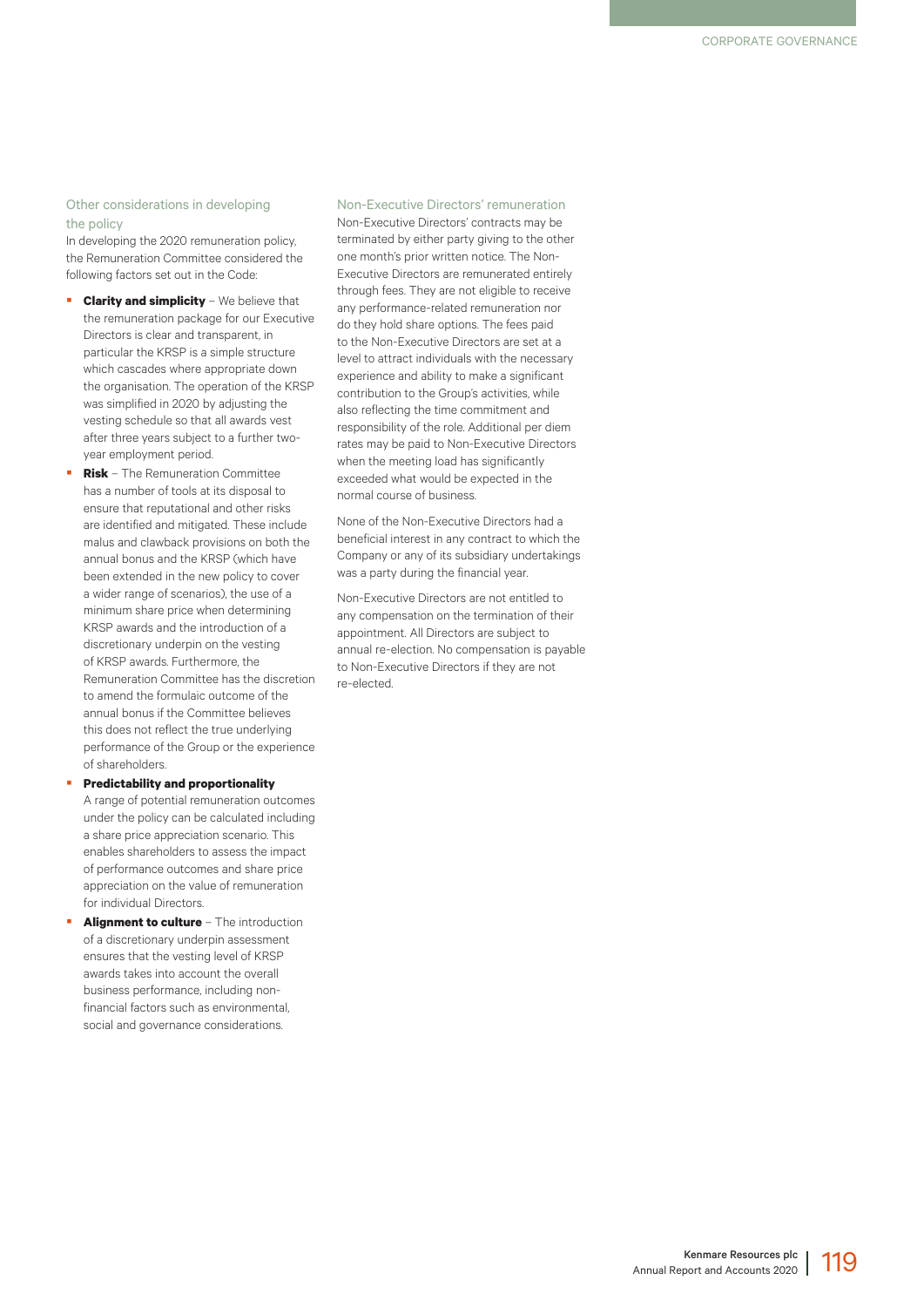### Other considerations in developing the policy

In developing the 2020 remuneration policy, the Remuneration Committee considered the following factors set out in the Code:

- **Clarity and simplicity** – We believe that the remuneration package for our Executive Directors is clear and transparent, in particular the KRSP is a simple structure which cascades where appropriate down the organisation. The operation of the KRSP was simplified in 2020 by adjusting the vesting schedule so that all awards vest after three years subject to a further two-year employment period.
- **Risk** – The Remuneration Committee has a number of tools at its disposal to ensure that reputational and other risks are identified and mitigated. These include malus and clawback provisions on both the annual bonus and the KRSP (which have been extended in the new policy to cover a wider range of scenarios), the use of a minimum share price when determining KRSP awards and the introduction of a discretionary underpin on the vesting of KRSP awards. Furthermore, the Remuneration Committee has the discretion to amend the formulaic outcome of the annual bonus if the Committee believes this does not reflect the true underlying performance of the Group or the experience of shareholders.
- **Predictability and proportionality** A range of potential remuneration outcomes under the policy can be calculated including a share price appreciation scenario. This enables shareholders to assess the impact of performance outcomes and share price appreciation on the value of remuneration for individual Directors.
- **Alignment to culture** – The introduction of a discretionary underpin assessment ensures that the vesting level of KRSP awards takes into account the overall business performance, including non-financial factors such as environmental, social and governance considerations.

### Non-Executive Directors' remuneration

Non-Executive Directors' contracts may be terminated by either party giving to the other one month's prior written notice. The Non-Executive Directors are remunerated entirely through fees. They are not eligible to receive any performance-related remuneration nor do they hold share options. The fees paid to the Non-Executive Directors are set at a level to attract individuals with the necessary experience and ability to make a significant contribution to the Group's activities, while also reflecting the time commitment and responsibility of the role. Additional per diem rates may be paid to Non-Executive Directors when the meeting load has significantly exceeded what would be expected in the normal course of business.

None of the Non-Executive Directors had a beneficial interest in any contract to which the Company or any of its subsidiary undertakings was a party during the financial year.

Non-Executive Directors are not entitled to any compensation on the termination of their appointment. All Directors are subject to annual re-election. No compensation is payable to Non-Executive Directors if they are not re-elected.